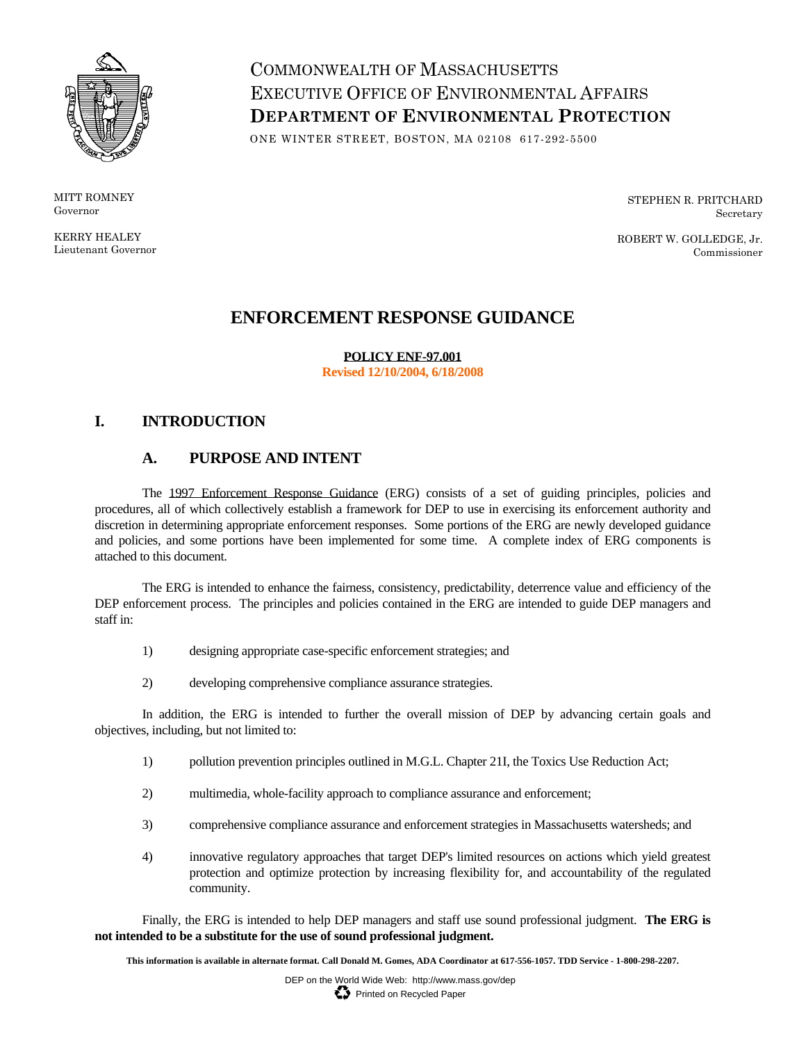COMMONWEALTH OF MASSACHUSETTS
EXECUTIVE OFFICE OF ENVIRONMENTAL AFFAIRS
**DEPARTMENT OF ENVIRONMENTAL PROTECTION**

ONE WINTER STREET, BOSTON, MA 02108 617-292-5500

MITT ROMNEY
Governor

KERRY HEALEY
Lieutenant Governor

STEPHEN R. PRITCHARD
Secretary

ROBERT W. GOLLEDGE, Jr.
Commissioner

# ENFORCEMENT RESPONSE GUIDANCE

**POLICY ENF-97.001**
**Revised 12/10/2004, 6/18/2008**

## I. INTRODUCTION

### A. PURPOSE AND INTENT

The 1997 Enforcement Response Guidance (ERG) consists of a set of guiding principles, policies and procedures, all of which collectively establish a framework for DEP to use in exercising its enforcement authority and discretion in determining appropriate enforcement responses. Some portions of the ERG are newly developed guidance and policies, and some portions have been implemented for some time. A complete index of ERG components is attached to this document.

The ERG is intended to enhance the fairness, consistency, predictability, deterrence value and efficiency of the DEP enforcement process. The principles and policies contained in the ERG are intended to guide DEP managers and staff in:

1) designing appropriate case-specific enforcement strategies; and

2) developing comprehensive compliance assurance strategies.

In addition, the ERG is intended to further the overall mission of DEP by advancing certain goals and objectives, including, but not limited to:

1) pollution prevention principles outlined in M.G.L. Chapter 21I, the Toxics Use Reduction Act;

2) multimedia, whole-facility approach to compliance assurance and enforcement;

3) comprehensive compliance assurance and enforcement strategies in Massachusetts watersheds; and

4) innovative regulatory approaches that target DEP's limited resources on actions which yield greatest protection and optimize protection by increasing flexibility for, and accountability of the regulated community.

Finally, the ERG is intended to help DEP managers and staff use sound professional judgment. **The ERG is not intended to be a substitute for the use of sound professional judgment.**

**This information is available in alternate format. Call Donald M. Gomes, ADA Coordinator at 617-556-1057. TDD Service - 1-800-298-2207.**

DEP on the World Wide Web: http://www.mass.gov/dep
Printed on Recycled Paper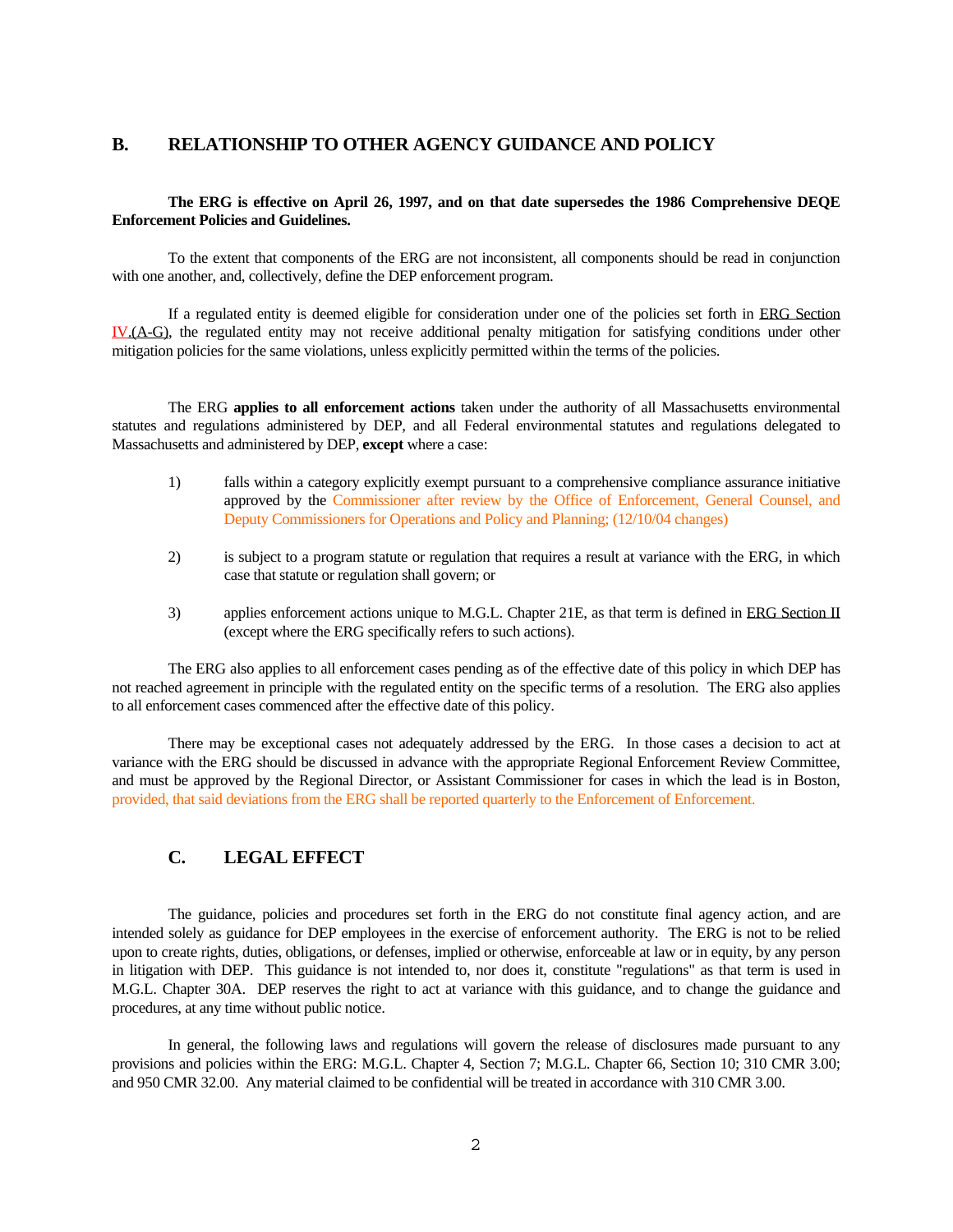## B. RELATIONSHIP TO OTHER AGENCY GUIDANCE AND POLICY

**The ERG is effective on April 26, 1997, and on that date supersedes the 1986 Comprehensive DEQE Enforcement Policies and Guidelines.**

To the extent that components of the ERG are not inconsistent, all components should be read in conjunction with one another, and, collectively, define the DEP enforcement program.

If a regulated entity is deemed eligible for consideration under one of the policies set forth in ERG Section IV.(A-G), the regulated entity may not receive additional penalty mitigation for satisfying conditions under other mitigation policies for the same violations, unless explicitly permitted within the terms of the policies.

The ERG **applies to all enforcement actions** taken under the authority of all Massachusetts environmental statutes and regulations administered by DEP, and all Federal environmental statutes and regulations delegated to Massachusetts and administered by DEP, **except** where a case:

1) falls within a category explicitly exempt pursuant to a comprehensive compliance assurance initiative approved by the Commissioner after review by the Office of Enforcement, General Counsel, and Deputy Commissioners for Operations and Policy and Planning; (12/10/04 changes)

2) is subject to a program statute or regulation that requires a result at variance with the ERG, in which case that statute or regulation shall govern; or

3) applies enforcement actions unique to M.G.L. Chapter 21E, as that term is defined in ERG Section II (except where the ERG specifically refers to such actions).

The ERG also applies to all enforcement cases pending as of the effective date of this policy in which DEP has not reached agreement in principle with the regulated entity on the specific terms of a resolution. The ERG also applies to all enforcement cases commenced after the effective date of this policy.

There may be exceptional cases not adequately addressed by the ERG. In those cases a decision to act at variance with the ERG should be discussed in advance with the appropriate Regional Enforcement Review Committee, and must be approved by the Regional Director, or Assistant Commissioner for cases in which the lead is in Boston, provided, that said deviations from the ERG shall be reported quarterly to the Enforcement of Enforcement.

## C. LEGAL EFFECT

The guidance, policies and procedures set forth in the ERG do not constitute final agency action, and are intended solely as guidance for DEP employees in the exercise of enforcement authority. The ERG is not to be relied upon to create rights, duties, obligations, or defenses, implied or otherwise, enforceable at law or in equity, by any person in litigation with DEP. This guidance is not intended to, nor does it, constitute "regulations" as that term is used in M.G.L. Chapter 30A. DEP reserves the right to act at variance with this guidance, and to change the guidance and procedures, at any time without public notice.

In general, the following laws and regulations will govern the release of disclosures made pursuant to any provisions and policies within the ERG: M.G.L. Chapter 4, Section 7; M.G.L. Chapter 66, Section 10; 310 CMR 3.00; and 950 CMR 32.00. Any material claimed to be confidential will be treated in accordance with 310 CMR 3.00.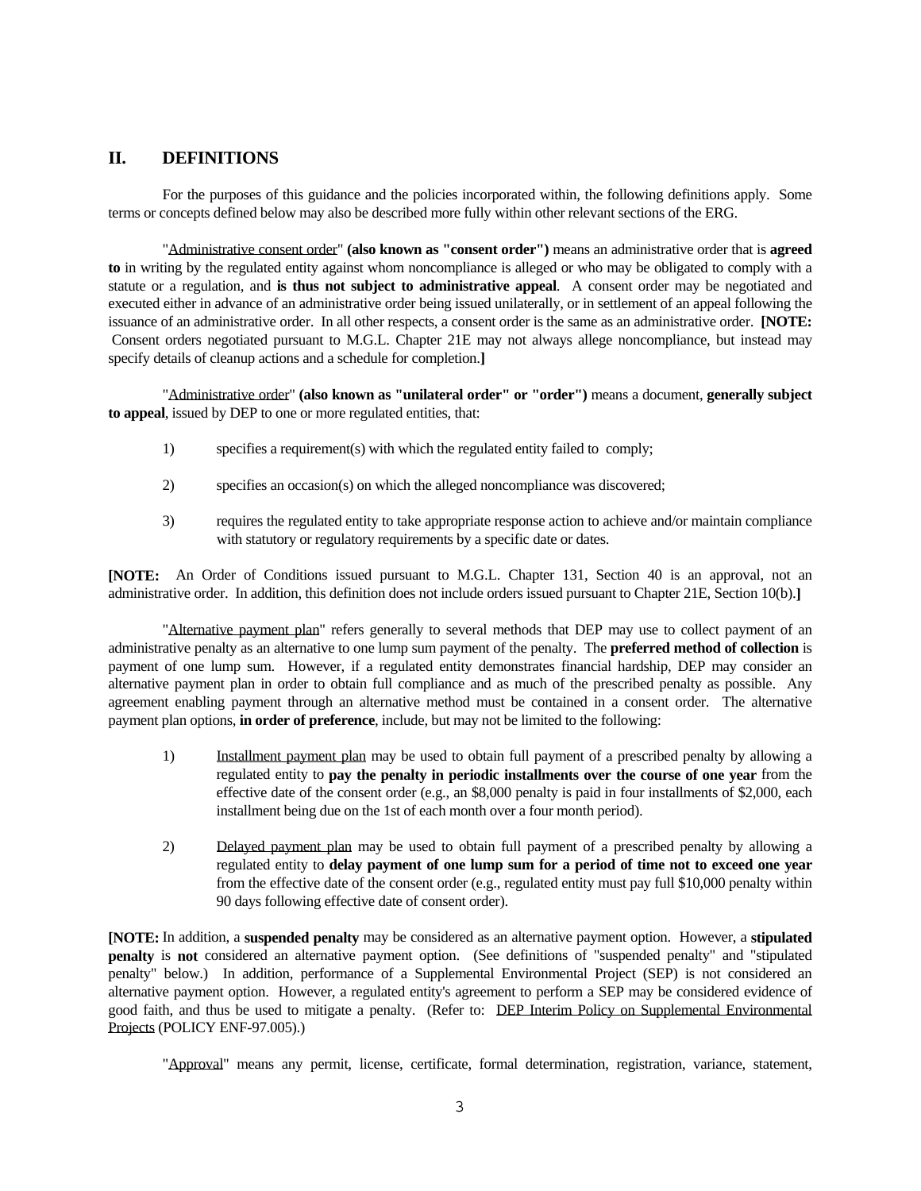## II. DEFINITIONS

For the purposes of this guidance and the policies incorporated within, the following definitions apply. Some terms or concepts defined below may also be described more fully within other relevant sections of the ERG.

"Administrative consent order" **(also known as "consent order")** means an administrative order that is **agreed to** in writing by the regulated entity against whom noncompliance is alleged or who may be obligated to comply with a statute or a regulation, and **is thus not subject to administrative appeal**. A consent order may be negotiated and executed either in advance of an administrative order being issued unilaterally, or in settlement of an appeal following the issuance of an administrative order. In all other respects, a consent order is the same as an administrative order. **[NOTE:** Consent orders negotiated pursuant to M.G.L. Chapter 21E may not always allege noncompliance, but instead may specify details of cleanup actions and a schedule for completion.**]**

"Administrative order" **(also known as "unilateral order" or "order")** means a document, **generally subject to appeal**, issued by DEP to one or more regulated entities, that:

1) specifies a requirement(s) with which the regulated entity failed to comply;

2) specifies an occasion(s) on which the alleged noncompliance was discovered;

3) requires the regulated entity to take appropriate response action to achieve and/or maintain compliance with statutory or regulatory requirements by a specific date or dates.

**[NOTE:** An Order of Conditions issued pursuant to M.G.L. Chapter 131, Section 40 is an approval, not an administrative order. In addition, this definition does not include orders issued pursuant to Chapter 21E, Section 10(b).**]**

"Alternative payment plan" refers generally to several methods that DEP may use to collect payment of an administrative penalty as an alternative to one lump sum payment of the penalty. The **preferred method of collection** is payment of one lump sum. However, if a regulated entity demonstrates financial hardship, DEP may consider an alternative payment plan in order to obtain full compliance and as much of the prescribed penalty as possible. Any agreement enabling payment through an alternative method must be contained in a consent order. The alternative payment plan options, **in order of preference**, include, but may not be limited to the following:

1) Installment payment plan may be used to obtain full payment of a prescribed penalty by allowing a regulated entity to **pay the penalty in periodic installments over the course of one year** from the effective date of the consent order (e.g., an $8,000 penalty is paid in four installments of $2,000, each installment being due on the 1st of each month over a four month period).

2) Delayed payment plan may be used to obtain full payment of a prescribed penalty by allowing a regulated entity to **delay payment of one lump sum for a period of time not to exceed one year** from the effective date of the consent order (e.g., regulated entity must pay full $10,000 penalty within 90 days following effective date of consent order).

**[NOTE:** In addition, a **suspended penalty** may be considered as an alternative payment option. However, a **stipulated penalty** is **not** considered an alternative payment option. (See definitions of "suspended penalty" and "stipulated penalty" below.) In addition, performance of a Supplemental Environmental Project (SEP) is not considered an alternative payment option. However, a regulated entity's agreement to perform a SEP may be considered evidence of good faith, and thus be used to mitigate a penalty. (Refer to: DEP Interim Policy on Supplemental Environmental Projects (POLICY ENF-97.005).)

"Approval" means any permit, license, certificate, formal determination, registration, variance, statement,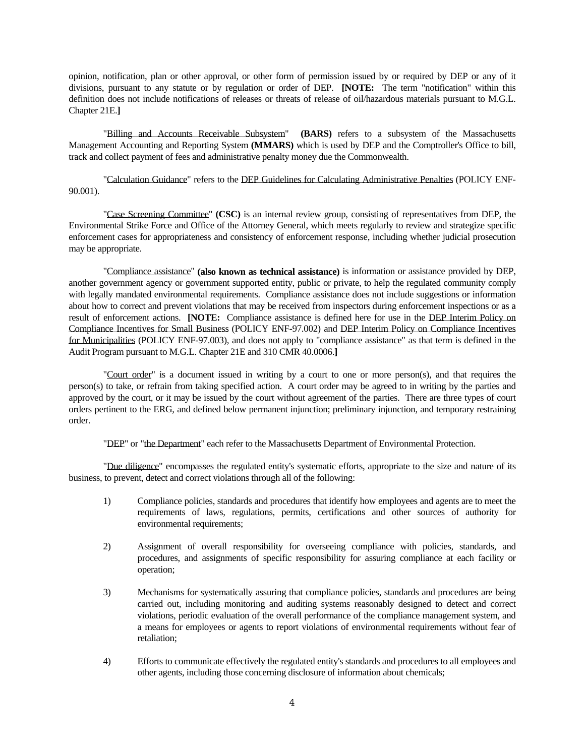opinion, notification, plan or other approval, or other form of permission issued by or required by DEP or any of it divisions, pursuant to any statute or by regulation or order of DEP. **[NOTE:** The term "notification" within this definition does not include notifications of releases or threats of release of oil/hazardous materials pursuant to M.G.L. Chapter 21E.**]**

"Billing and Accounts Receivable Subsystem" **(BARS)** refers to a subsystem of the Massachusetts Management Accounting and Reporting System **(MMARS)** which is used by DEP and the Comptroller's Office to bill, track and collect payment of fees and administrative penalty money due the Commonwealth.

"Calculation Guidance" refers to the DEP Guidelines for Calculating Administrative Penalties (POLICY ENF-90.001).

"Case Screening Committee" **(CSC)** is an internal review group, consisting of representatives from DEP, the Environmental Strike Force and Office of the Attorney General, which meets regularly to review and strategize specific enforcement cases for appropriateness and consistency of enforcement response, including whether judicial prosecution may be appropriate.

"Compliance assistance" **(also known as technical assistance)** is information or assistance provided by DEP, another government agency or government supported entity, public or private, to help the regulated community comply with legally mandated environmental requirements. Compliance assistance does not include suggestions or information about how to correct and prevent violations that may be received from inspectors during enforcement inspections or as a result of enforcement actions. **[NOTE:** Compliance assistance is defined here for use in the DEP Interim Policy on Compliance Incentives for Small Business (POLICY ENF-97.002) and DEP Interim Policy on Compliance Incentives for Municipalities (POLICY ENF-97.003), and does not apply to "compliance assistance" as that term is defined in the Audit Program pursuant to M.G.L. Chapter 21E and 310 CMR 40.0006.**]**

"Court order" is a document issued in writing by a court to one or more person(s), and that requires the person(s) to take, or refrain from taking specified action. A court order may be agreed to in writing by the parties and approved by the court, or it may be issued by the court without agreement of the parties. There are three types of court orders pertinent to the ERG, and defined below permanent injunction; preliminary injunction, and temporary restraining order.

"DEP" or "the Department" each refer to the Massachusetts Department of Environmental Protection.

"Due diligence" encompasses the regulated entity's systematic efforts, appropriate to the size and nature of its business, to prevent, detect and correct violations through all of the following:

1) Compliance policies, standards and procedures that identify how employees and agents are to meet the requirements of laws, regulations, permits, certifications and other sources of authority for environmental requirements;

2) Assignment of overall responsibility for overseeing compliance with policies, standards, and procedures, and assignments of specific responsibility for assuring compliance at each facility or operation;

3) Mechanisms for systematically assuring that compliance policies, standards and procedures are being carried out, including monitoring and auditing systems reasonably designed to detect and correct violations, periodic evaluation of the overall performance of the compliance management system, and a means for employees or agents to report violations of environmental requirements without fear of retaliation;

4) Efforts to communicate effectively the regulated entity's standards and procedures to all employees and other agents, including those concerning disclosure of information about chemicals;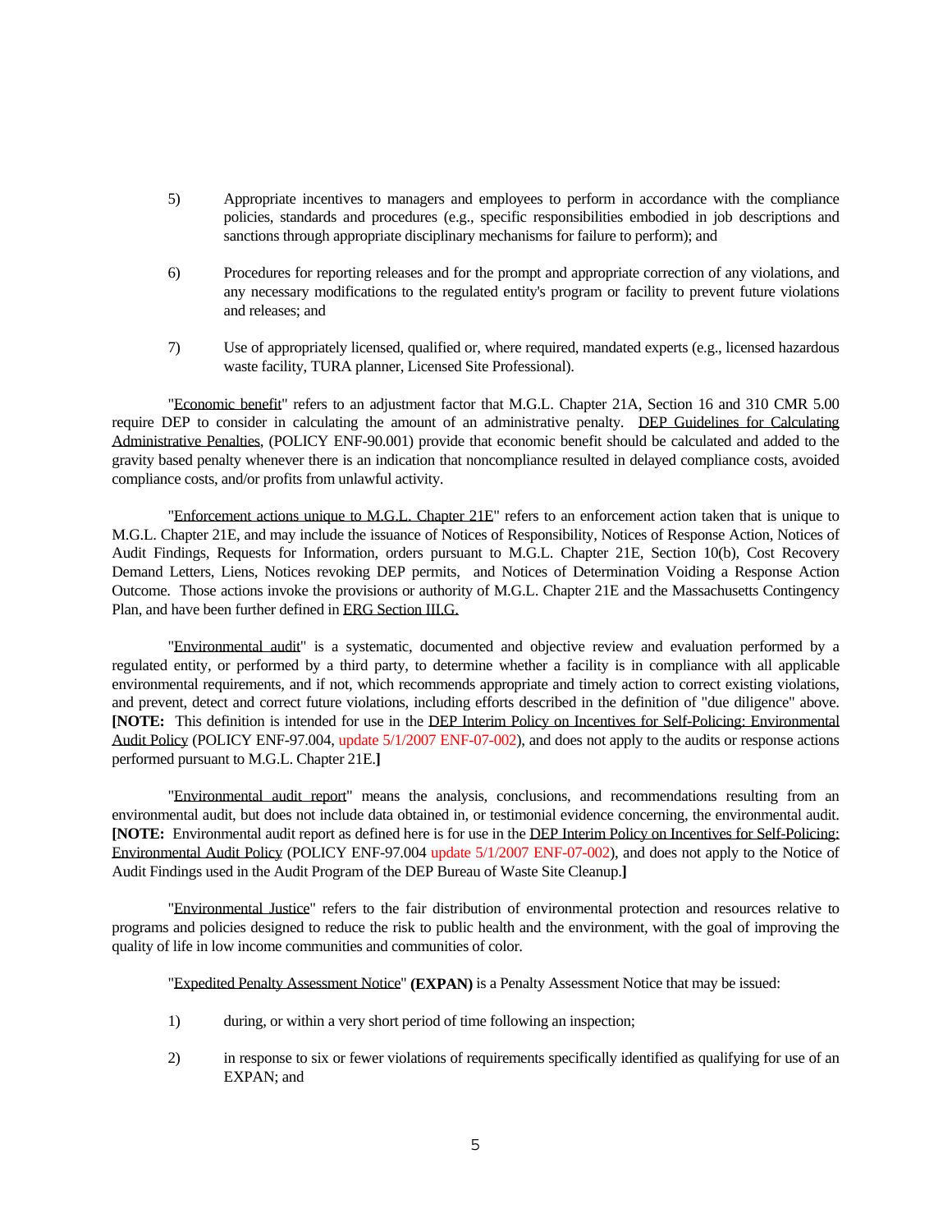5) Appropriate incentives to managers and employees to perform in accordance with the compliance policies, standards and procedures (e.g., specific responsibilities embodied in job descriptions and sanctions through appropriate disciplinary mechanisms for failure to perform); and

6) Procedures for reporting releases and for the prompt and appropriate correction of any violations, and any necessary modifications to the regulated entity's program or facility to prevent future violations and releases; and

7) Use of appropriately licensed, qualified or, where required, mandated experts (e.g., licensed hazardous waste facility, TURA planner, Licensed Site Professional).

"Economic benefit" refers to an adjustment factor that M.G.L. Chapter 21A, Section 16 and 310 CMR 5.00 require DEP to consider in calculating the amount of an administrative penalty. DEP Guidelines for Calculating Administrative Penalties, (POLICY ENF-90.001) provide that economic benefit should be calculated and added to the gravity based penalty whenever there is an indication that noncompliance resulted in delayed compliance costs, avoided compliance costs, and/or profits from unlawful activity.

"Enforcement actions unique to M.G.L. Chapter 21E" refers to an enforcement action taken that is unique to M.G.L. Chapter 21E, and may include the issuance of Notices of Responsibility, Notices of Response Action, Notices of Audit Findings, Requests for Information, orders pursuant to M.G.L. Chapter 21E, Section 10(b), Cost Recovery Demand Letters, Liens, Notices revoking DEP permits, and Notices of Determination Voiding a Response Action Outcome. Those actions invoke the provisions or authority of M.G.L. Chapter 21E and the Massachusetts Contingency Plan, and have been further defined in ERG Section III.G.

"Environmental audit" is a systematic, documented and objective review and evaluation performed by a regulated entity, or performed by a third party, to determine whether a facility is in compliance with all applicable environmental requirements, and if not, which recommends appropriate and timely action to correct existing violations, and prevent, detect and correct future violations, including efforts described in the definition of "due diligence" above. **[NOTE:** This definition is intended for use in the DEP Interim Policy on Incentives for Self-Policing: Environmental Audit Policy (POLICY ENF-97.004, update 5/1/2007 ENF-07-002), and does not apply to the audits or response actions performed pursuant to M.G.L. Chapter 21E.**]**

"Environmental audit report" means the analysis, conclusions, and recommendations resulting from an environmental audit, but does not include data obtained in, or testimonial evidence concerning, the environmental audit. **[NOTE:** Environmental audit report as defined here is for use in the DEP Interim Policy on Incentives for Self-Policing: Environmental Audit Policy (POLICY ENF-97.004 update 5/1/2007 ENF-07-002), and does not apply to the Notice of Audit Findings used in the Audit Program of the DEP Bureau of Waste Site Cleanup.**]**

"Environmental Justice" refers to the fair distribution of environmental protection and resources relative to programs and policies designed to reduce the risk to public health and the environment, with the goal of improving the quality of life in low income communities and communities of color.

"Expedited Penalty Assessment Notice" **(EXPAN)** is a Penalty Assessment Notice that may be issued:

1) during, or within a very short period of time following an inspection;

2) in response to six or fewer violations of requirements specifically identified as qualifying for use of an EXPAN; and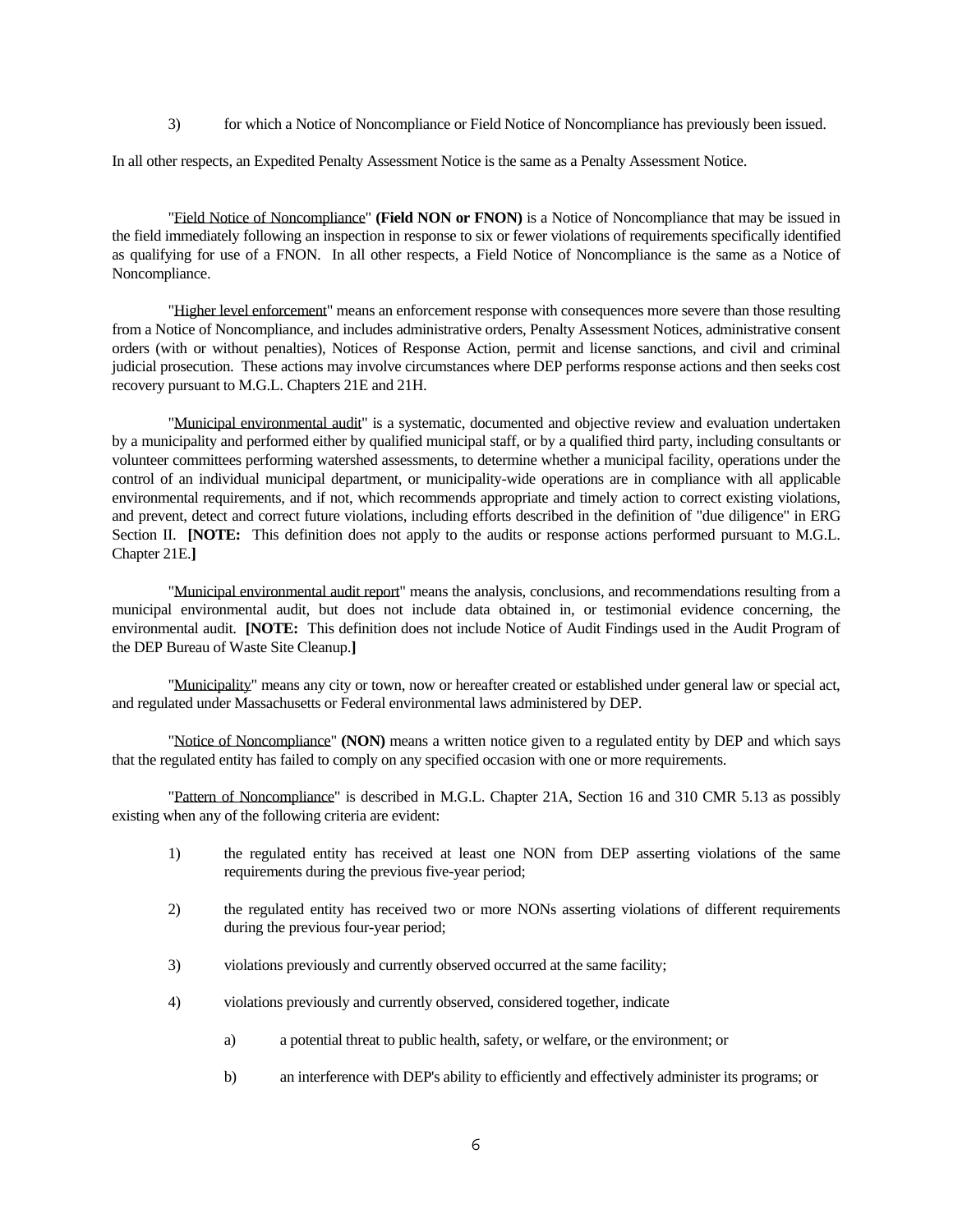3) for which a Notice of Noncompliance or Field Notice of Noncompliance has previously been issued.

In all other respects, an Expedited Penalty Assessment Notice is the same as a Penalty Assessment Notice.

"Field Notice of Noncompliance" **(Field NON or FNON)** is a Notice of Noncompliance that may be issued in the field immediately following an inspection in response to six or fewer violations of requirements specifically identified as qualifying for use of a FNON. In all other respects, a Field Notice of Noncompliance is the same as a Notice of Noncompliance.

"Higher level enforcement" means an enforcement response with consequences more severe than those resulting from a Notice of Noncompliance, and includes administrative orders, Penalty Assessment Notices, administrative consent orders (with or without penalties), Notices of Response Action, permit and license sanctions, and civil and criminal judicial prosecution. These actions may involve circumstances where DEP performs response actions and then seeks cost recovery pursuant to M.G.L. Chapters 21E and 21H.

"Municipal environmental audit" is a systematic, documented and objective review and evaluation undertaken by a municipality and performed either by qualified municipal staff, or by a qualified third party, including consultants or volunteer committees performing watershed assessments, to determine whether a municipal facility, operations under the control of an individual municipal department, or municipality-wide operations are in compliance with all applicable environmental requirements, and if not, which recommends appropriate and timely action to correct existing violations, and prevent, detect and correct future violations, including efforts described in the definition of "due diligence" in ERG Section II. **[NOTE:** This definition does not apply to the audits or response actions performed pursuant to M.G.L. Chapter 21E.**]**

"Municipal environmental audit report" means the analysis, conclusions, and recommendations resulting from a municipal environmental audit, but does not include data obtained in, or testimonial evidence concerning, the environmental audit. **[NOTE:** This definition does not include Notice of Audit Findings used in the Audit Program of the DEP Bureau of Waste Site Cleanup.**]**

"Municipality" means any city or town, now or hereafter created or established under general law or special act, and regulated under Massachusetts or Federal environmental laws administered by DEP.

"Notice of Noncompliance" **(NON)** means a written notice given to a regulated entity by DEP and which says that the regulated entity has failed to comply on any specified occasion with one or more requirements.

"Pattern of Noncompliance" is described in M.G.L. Chapter 21A, Section 16 and 310 CMR 5.13 as possibly existing when any of the following criteria are evident:

1) the regulated entity has received at least one NON from DEP asserting violations of the same requirements during the previous five-year period;

2) the regulated entity has received two or more NONs asserting violations of different requirements during the previous four-year period;

3) violations previously and currently observed occurred at the same facility;

4) violations previously and currently observed, considered together, indicate

   a) a potential threat to public health, safety, or welfare, or the environment; or

   b) an interference with DEP's ability to efficiently and effectively administer its programs; or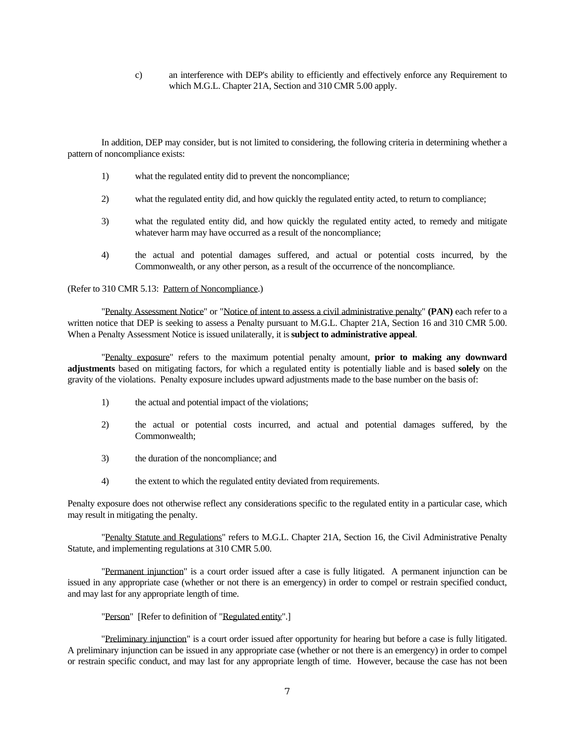c) an interference with DEP's ability to efficiently and effectively enforce any Requirement to which M.G.L. Chapter 21A, Section and 310 CMR 5.00 apply.

In addition, DEP may consider, but is not limited to considering, the following criteria in determining whether a pattern of noncompliance exists:

1) what the regulated entity did to prevent the noncompliance;

2) what the regulated entity did, and how quickly the regulated entity acted, to return to compliance;

3) what the regulated entity did, and how quickly the regulated entity acted, to remedy and mitigate whatever harm may have occurred as a result of the noncompliance;

4) the actual and potential damages suffered, and actual or potential costs incurred, by the Commonwealth, or any other person, as a result of the occurrence of the noncompliance.

(Refer to 310 CMR 5.13: Pattern of Noncompliance.)

"Penalty Assessment Notice" or "Notice of intent to assess a civil administrative penalty" **(PAN)** each refer to a written notice that DEP is seeking to assess a Penalty pursuant to M.G.L. Chapter 21A, Section 16 and 310 CMR 5.00. When a Penalty Assessment Notice is issued unilaterally, it is **subject to administrative appeal**.

"Penalty exposure" refers to the maximum potential penalty amount, **prior to making any downward adjustments** based on mitigating factors, for which a regulated entity is potentially liable and is based **solely** on the gravity of the violations. Penalty exposure includes upward adjustments made to the base number on the basis of:

1) the actual and potential impact of the violations;

2) the actual or potential costs incurred, and actual and potential damages suffered, by the Commonwealth;

3) the duration of the noncompliance; and

4) the extent to which the regulated entity deviated from requirements.

Penalty exposure does not otherwise reflect any considerations specific to the regulated entity in a particular case, which may result in mitigating the penalty.

"Penalty Statute and Regulations" refers to M.G.L. Chapter 21A, Section 16, the Civil Administrative Penalty Statute, and implementing regulations at 310 CMR 5.00.

"Permanent injunction" is a court order issued after a case is fully litigated. A permanent injunction can be issued in any appropriate case (whether or not there is an emergency) in order to compel or restrain specified conduct, and may last for any appropriate length of time.

"Person" [Refer to definition of "Regulated entity".]

"Preliminary injunction" is a court order issued after opportunity for hearing but before a case is fully litigated. A preliminary injunction can be issued in any appropriate case (whether or not there is an emergency) in order to compel or restrain specific conduct, and may last for any appropriate length of time. However, because the case has not been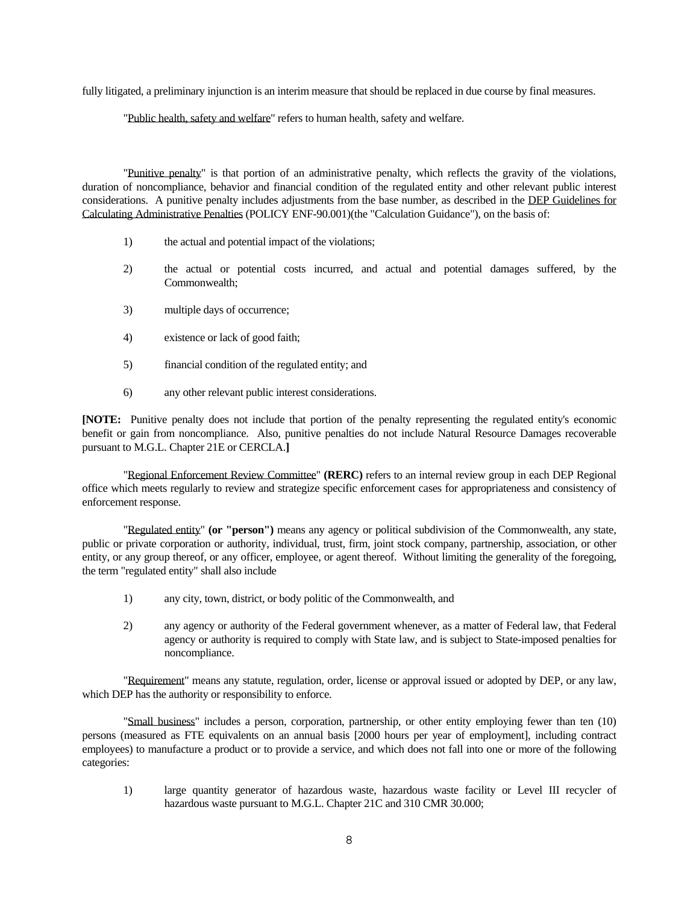fully litigated, a preliminary injunction is an interim measure that should be replaced in due course by final measures.

"Public health, safety and welfare" refers to human health, safety and welfare.

"Punitive penalty" is that portion of an administrative penalty, which reflects the gravity of the violations, duration of noncompliance, behavior and financial condition of the regulated entity and other relevant public interest considerations. A punitive penalty includes adjustments from the base number, as described in the DEP Guidelines for Calculating Administrative Penalties (POLICY ENF-90.001)(the "Calculation Guidance"), on the basis of:

1) the actual and potential impact of the violations;

2) the actual or potential costs incurred, and actual and potential damages suffered, by the Commonwealth;

3) multiple days of occurrence;

4) existence or lack of good faith;

5) financial condition of the regulated entity; and

6) any other relevant public interest considerations.

**[NOTE:** Punitive penalty does not include that portion of the penalty representing the regulated entity's economic benefit or gain from noncompliance. Also, punitive penalties do not include Natural Resource Damages recoverable pursuant to M.G.L. Chapter 21E or CERCLA.**]**

"Regional Enforcement Review Committee" **(RERC)** refers to an internal review group in each DEP Regional office which meets regularly to review and strategize specific enforcement cases for appropriateness and consistency of enforcement response.

"Regulated entity" **(or "person")** means any agency or political subdivision of the Commonwealth, any state, public or private corporation or authority, individual, trust, firm, joint stock company, partnership, association, or other entity, or any group thereof, or any officer, employee, or agent thereof. Without limiting the generality of the foregoing, the term "regulated entity" shall also include

1) any city, town, district, or body politic of the Commonwealth, and

2) any agency or authority of the Federal government whenever, as a matter of Federal law, that Federal agency or authority is required to comply with State law, and is subject to State-imposed penalties for noncompliance.

"Requirement" means any statute, regulation, order, license or approval issued or adopted by DEP, or any law, which DEP has the authority or responsibility to enforce.

"Small business" includes a person, corporation, partnership, or other entity employing fewer than ten (10) persons (measured as FTE equivalents on an annual basis [2000 hours per year of employment], including contract employees) to manufacture a product or to provide a service, and which does not fall into one or more of the following categories:

1) large quantity generator of hazardous waste, hazardous waste facility or Level III recycler of hazardous waste pursuant to M.G.L. Chapter 21C and 310 CMR 30.000;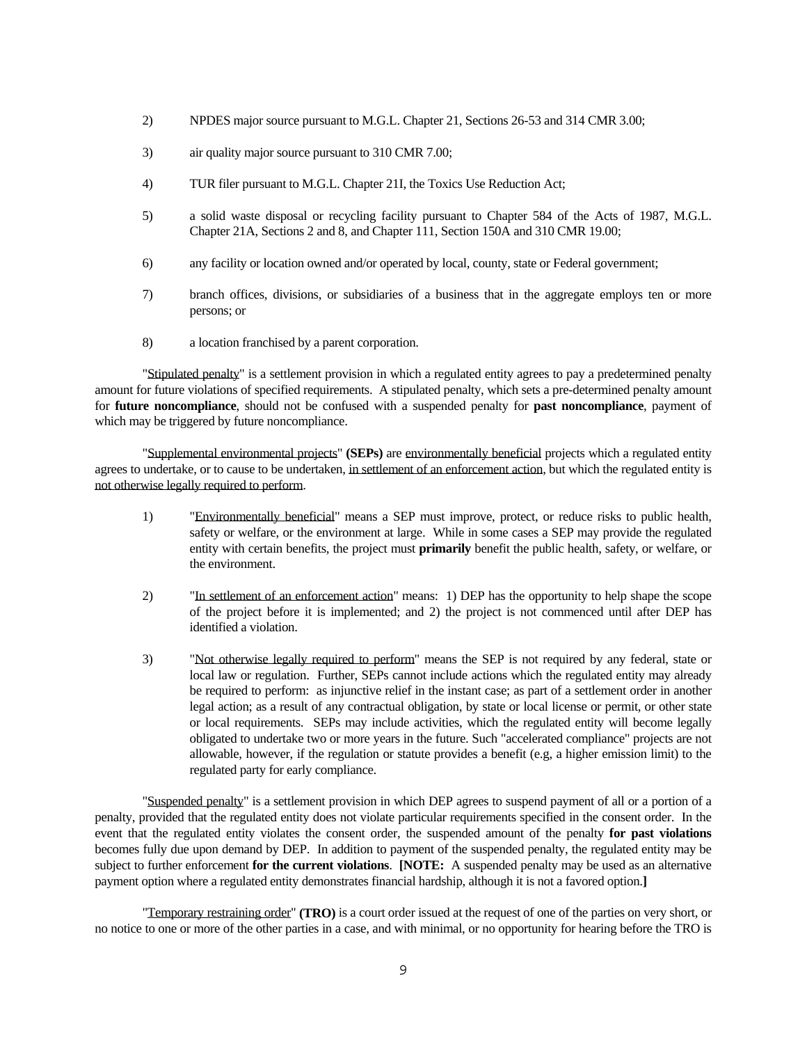2) NPDES major source pursuant to M.G.L. Chapter 21, Sections 26-53 and 314 CMR 3.00;

3) air quality major source pursuant to 310 CMR 7.00;

4) TUR filer pursuant to M.G.L. Chapter 21I, the Toxics Use Reduction Act;

5) a solid waste disposal or recycling facility pursuant to Chapter 584 of the Acts of 1987, M.G.L. Chapter 21A, Sections 2 and 8, and Chapter 111, Section 150A and 310 CMR 19.00;

6) any facility or location owned and/or operated by local, county, state or Federal government;

7) branch offices, divisions, or subsidiaries of a business that in the aggregate employs ten or more persons; or

8) a location franchised by a parent corporation.

"Stipulated penalty" is a settlement provision in which a regulated entity agrees to pay a predetermined penalty amount for future violations of specified requirements. A stipulated penalty, which sets a pre-determined penalty amount for **future noncompliance**, should not be confused with a suspended penalty for **past noncompliance**, payment of which may be triggered by future noncompliance.

"Supplemental environmental projects" **(SEPs)** are environmentally beneficial projects which a regulated entity agrees to undertake, or to cause to be undertaken, in settlement of an enforcement action, but which the regulated entity is not otherwise legally required to perform.

1) "Environmentally beneficial" means a SEP must improve, protect, or reduce risks to public health, safety or welfare, or the environment at large. While in some cases a SEP may provide the regulated entity with certain benefits, the project must **primarily** benefit the public health, safety, or welfare, or the environment.

2) "In settlement of an enforcement action" means: 1) DEP has the opportunity to help shape the scope of the project before it is implemented; and 2) the project is not commenced until after DEP has identified a violation.

3) "Not otherwise legally required to perform" means the SEP is not required by any federal, state or local law or regulation. Further, SEPs cannot include actions which the regulated entity may already be required to perform: as injunctive relief in the instant case; as part of a settlement order in another legal action; as a result of any contractual obligation, by state or local license or permit, or other state or local requirements. SEPs may include activities, which the regulated entity will become legally obligated to undertake two or more years in the future. Such "accelerated compliance" projects are not allowable, however, if the regulation or statute provides a benefit (e.g, a higher emission limit) to the regulated party for early compliance.

"Suspended penalty" is a settlement provision in which DEP agrees to suspend payment of all or a portion of a penalty, provided that the regulated entity does not violate particular requirements specified in the consent order. In the event that the regulated entity violates the consent order, the suspended amount of the penalty **for past violations** becomes fully due upon demand by DEP. In addition to payment of the suspended penalty, the regulated entity may be subject to further enforcement **for the current violations**. **[NOTE:** A suspended penalty may be used as an alternative payment option where a regulated entity demonstrates financial hardship, although it is not a favored option.**]**

"Temporary restraining order" **(TRO)** is a court order issued at the request of one of the parties on very short, or no notice to one or more of the other parties in a case, and with minimal, or no opportunity for hearing before the TRO is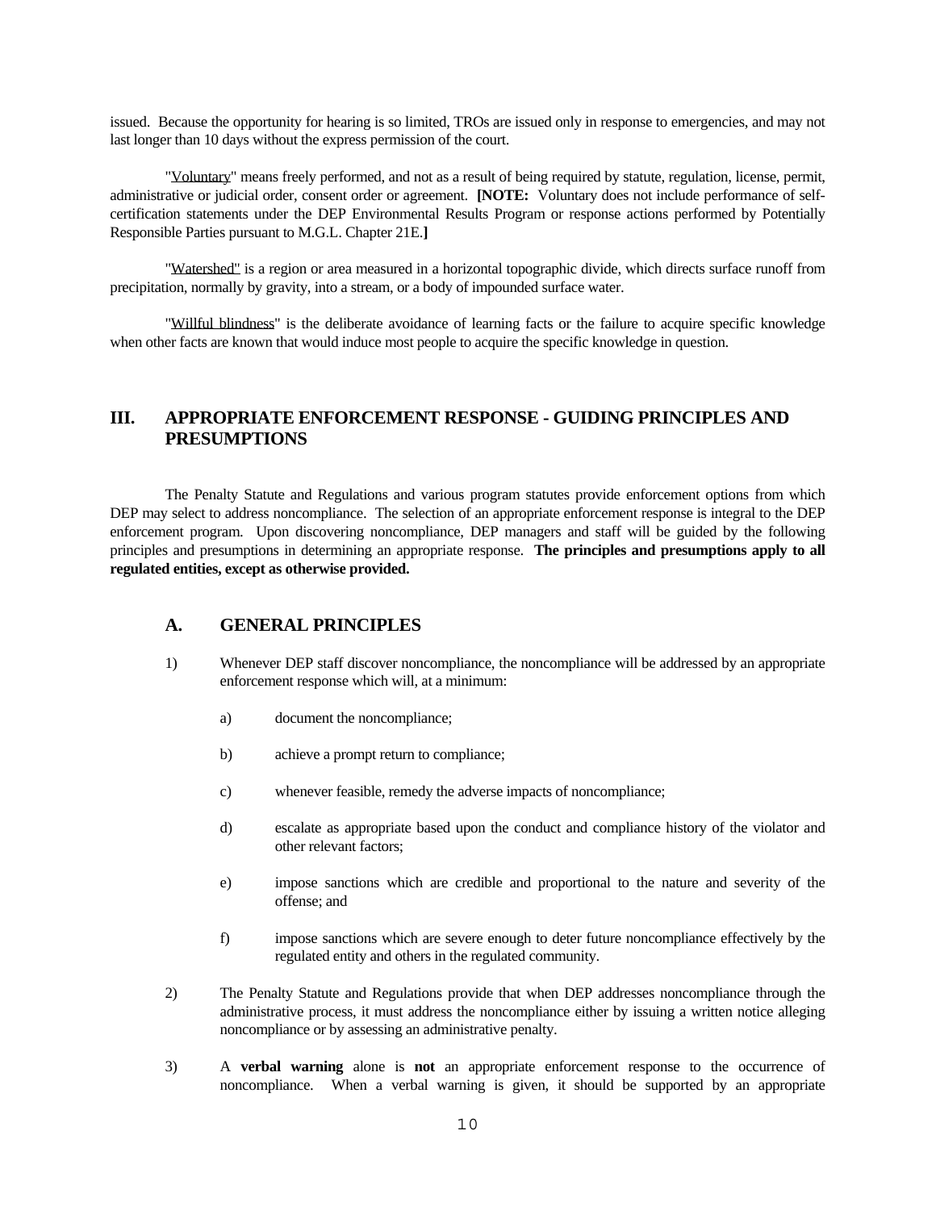issued. Because the opportunity for hearing is so limited, TROs are issued only in response to emergencies, and may not last longer than 10 days without the express permission of the court.

"Voluntary" means freely performed, and not as a result of being required by statute, regulation, license, permit, administrative or judicial order, consent order or agreement. **[NOTE:** Voluntary does not include performance of self-certification statements under the DEP Environmental Results Program or response actions performed by Potentially Responsible Parties pursuant to M.G.L. Chapter 21E.**]**

"Watershed" is a region or area measured in a horizontal topographic divide, which directs surface runoff from precipitation, normally by gravity, into a stream, or a body of impounded surface water.

"Willful blindness" is the deliberate avoidance of learning facts or the failure to acquire specific knowledge when other facts are known that would induce most people to acquire the specific knowledge in question.

## III. APPROPRIATE ENFORCEMENT RESPONSE - GUIDING PRINCIPLES AND PRESUMPTIONS

The Penalty Statute and Regulations and various program statutes provide enforcement options from which DEP may select to address noncompliance. The selection of an appropriate enforcement response is integral to the DEP enforcement program. Upon discovering noncompliance, DEP managers and staff will be guided by the following principles and presumptions in determining an appropriate response. **The principles and presumptions apply to all regulated entities, except as otherwise provided.**

### A. GENERAL PRINCIPLES

1) Whenever DEP staff discover noncompliance, the noncompliance will be addressed by an appropriate enforcement response which will, at a minimum:

   a) document the noncompliance;

   b) achieve a prompt return to compliance;

   c) whenever feasible, remedy the adverse impacts of noncompliance;

   d) escalate as appropriate based upon the conduct and compliance history of the violator and other relevant factors;

   e) impose sanctions which are credible and proportional to the nature and severity of the offense; and

   f) impose sanctions which are severe enough to deter future noncompliance effectively by the regulated entity and others in the regulated community.

2) The Penalty Statute and Regulations provide that when DEP addresses noncompliance through the administrative process, it must address the noncompliance either by issuing a written notice alleging noncompliance or by assessing an administrative penalty.

3) A **verbal warning** alone is **not** an appropriate enforcement response to the occurrence of noncompliance. When a verbal warning is given, it should be supported by an appropriate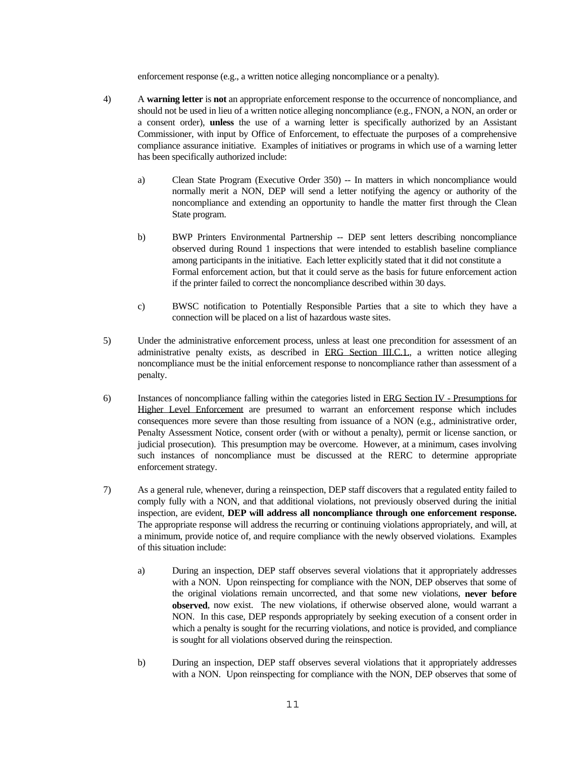enforcement response (e.g., a written notice alleging noncompliance or a penalty).

4) A **warning letter** is **not** an appropriate enforcement response to the occurrence of noncompliance, and should not be used in lieu of a written notice alleging noncompliance (e.g., FNON, a NON, an order or a consent order), **unless** the use of a warning letter is specifically authorized by an Assistant Commissioner, with input by Office of Enforcement, to effectuate the purposes of a comprehensive compliance assurance initiative. Examples of initiatives or programs in which use of a warning letter has been specifically authorized include:

   a) Clean State Program (Executive Order 350) -- In matters in which noncompliance would normally merit a NON, DEP will send a letter notifying the agency or authority of the noncompliance and extending an opportunity to handle the matter first through the Clean State program.

   b) BWP Printers Environmental Partnership -- DEP sent letters describing noncompliance observed during Round 1 inspections that were intended to establish baseline compliance among participants in the initiative. Each letter explicitly stated that it did not constitute a Formal enforcement action, but that it could serve as the basis for future enforcement action if the printer failed to correct the noncompliance described within 30 days.

   c) BWSC notification to Potentially Responsible Parties that a site to which they have a connection will be placed on a list of hazardous waste sites.

5) Under the administrative enforcement process, unless at least one precondition for assessment of an administrative penalty exists, as described in ERG Section III.C.1., a written notice alleging noncompliance must be the initial enforcement response to noncompliance rather than assessment of a penalty.

6) Instances of noncompliance falling within the categories listed in ERG Section IV - Presumptions for Higher Level Enforcement are presumed to warrant an enforcement response which includes consequences more severe than those resulting from issuance of a NON (e.g., administrative order, Penalty Assessment Notice, consent order (with or without a penalty), permit or license sanction, or judicial prosecution). This presumption may be overcome. However, at a minimum, cases involving such instances of noncompliance must be discussed at the RERC to determine appropriate enforcement strategy.

7) As a general rule, whenever, during a reinspection, DEP staff discovers that a regulated entity failed to comply fully with a NON, and that additional violations, not previously observed during the initial inspection, are evident, **DEP will address all noncompliance through one enforcement response.** The appropriate response will address the recurring or continuing violations appropriately, and will, at a minimum, provide notice of, and require compliance with the newly observed violations. Examples of this situation include:

   a) During an inspection, DEP staff observes several violations that it appropriately addresses with a NON. Upon reinspecting for compliance with the NON, DEP observes that some of the original violations remain uncorrected, and that some new violations, **never before observed**, now exist. The new violations, if otherwise observed alone, would warrant a NON. In this case, DEP responds appropriately by seeking execution of a consent order in which a penalty is sought for the recurring violations, and notice is provided, and compliance is sought for all violations observed during the reinspection.

   b) During an inspection, DEP staff observes several violations that it appropriately addresses with a NON. Upon reinspecting for compliance with the NON, DEP observes that some of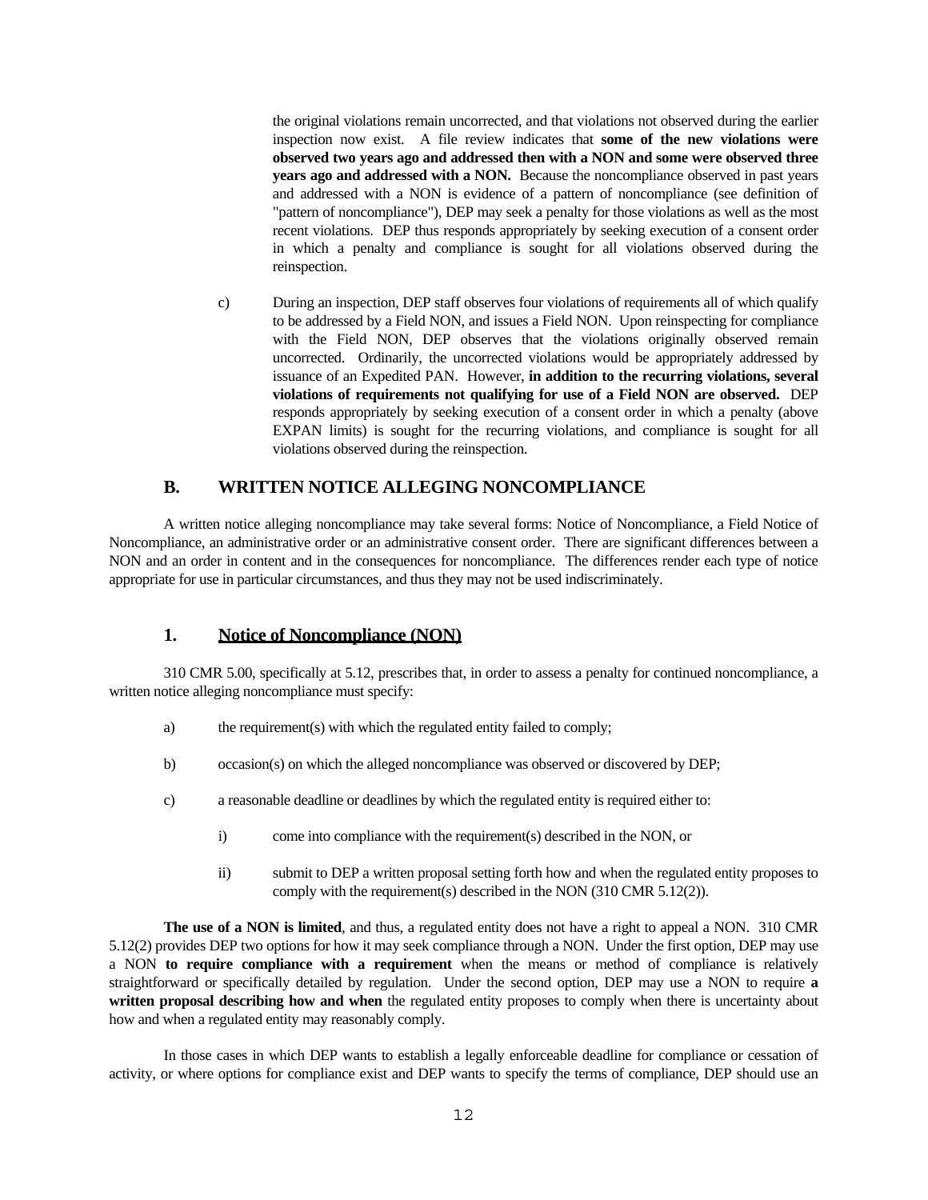the original violations remain uncorrected, and that violations not observed during the earlier inspection now exist. A file review indicates that **some of the new violations were observed two years ago and addressed then with a NON and some were observed three years ago and addressed with a NON.** Because the noncompliance observed in past years and addressed with a NON is evidence of a pattern of noncompliance (see definition of "pattern of noncompliance"), DEP may seek a penalty for those violations as well as the most recent violations. DEP thus responds appropriately by seeking execution of a consent order in which a penalty and compliance is sought for all violations observed during the reinspection.

c) During an inspection, DEP staff observes four violations of requirements all of which qualify to be addressed by a Field NON, and issues a Field NON. Upon reinspecting for compliance with the Field NON, DEP observes that the violations originally observed remain uncorrected. Ordinarily, the uncorrected violations would be appropriately addressed by issuance of an Expedited PAN. However, **in addition to the recurring violations, several violations of requirements not qualifying for use of a Field NON are observed.** DEP responds appropriately by seeking execution of a consent order in which a penalty (above EXPAN limits) is sought for the recurring violations, and compliance is sought for all violations observed during the reinspection.

## B. WRITTEN NOTICE ALLEGING NONCOMPLIANCE

A written notice alleging noncompliance may take several forms: Notice of Noncompliance, a Field Notice of Noncompliance, an administrative order or an administrative consent order. There are significant differences between a NON and an order in content and in the consequences for noncompliance. The differences render each type of notice appropriate for use in particular circumstances, and thus they may not be used indiscriminately.

### 1. Notice of Noncompliance (NON)

310 CMR 5.00, specifically at 5.12, prescribes that, in order to assess a penalty for continued noncompliance, a written notice alleging noncompliance must specify:

a) the requirement(s) with which the regulated entity failed to comply;

b) occasion(s) on which the alleged noncompliance was observed or discovered by DEP;

c) a reasonable deadline or deadlines by which the regulated entity is required either to:

   i) come into compliance with the requirement(s) described in the NON, or

   ii) submit to DEP a written proposal setting forth how and when the regulated entity proposes to comply with the requirement(s) described in the NON (310 CMR 5.12(2)).

**The use of a NON is limited**, and thus, a regulated entity does not have a right to appeal a NON. 310 CMR 5.12(2) provides DEP two options for how it may seek compliance through a NON. Under the first option, DEP may use a NON **to require compliance with a requirement** when the means or method of compliance is relatively straightforward or specifically detailed by regulation. Under the second option, DEP may use a NON to require **a written proposal describing how and when** the regulated entity proposes to comply when there is uncertainty about how and when a regulated entity may reasonably comply.

In those cases in which DEP wants to establish a legally enforceable deadline for compliance or cessation of activity, or where options for compliance exist and DEP wants to specify the terms of compliance, DEP should use an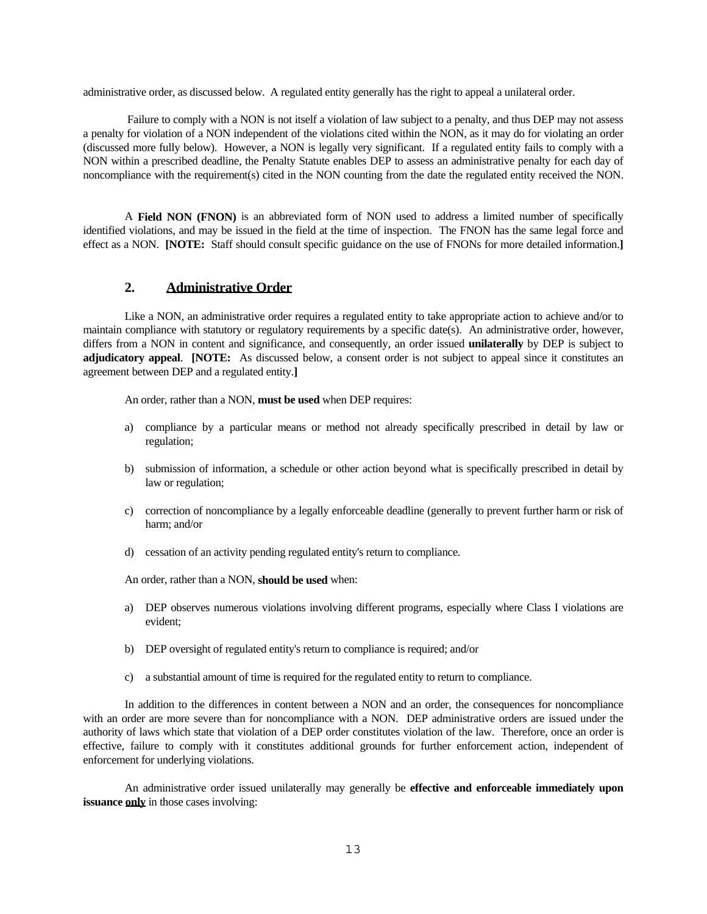administrative order, as discussed below. A regulated entity generally has the right to appeal a unilateral order.

Failure to comply with a NON is not itself a violation of law subject to a penalty, and thus DEP may not assess a penalty for violation of a NON independent of the violations cited within the NON, as it may do for violating an order (discussed more fully below). However, a NON is legally very significant. If a regulated entity fails to comply with a NON within a prescribed deadline, the Penalty Statute enables DEP to assess an administrative penalty for each day of noncompliance with the requirement(s) cited in the NON counting from the date the regulated entity received the NON.

A **Field NON (FNON)** is an abbreviated form of NON used to address a limited number of specifically identified violations, and may be issued in the field at the time of inspection. The FNON has the same legal force and effect as a NON. **[NOTE:** Staff should consult specific guidance on the use of FNONs for more detailed information.**]**

### 2. <u>Administrative Order</u>

Like a NON, an administrative order requires a regulated entity to take appropriate action to achieve and/or to maintain compliance with statutory or regulatory requirements by a specific date(s). An administrative order, however, differs from a NON in content and significance, and consequently, an order issued **unilaterally** by DEP is subject to **adjudicatory appeal**. **[NOTE:** As discussed below, a consent order is not subject to appeal since it constitutes an agreement between DEP and a regulated entity.**]**

An order, rather than a NON, **must be used** when DEP requires:

a) compliance by a particular means or method not already specifically prescribed in detail by law or regulation;

b) submission of information, a schedule or other action beyond what is specifically prescribed in detail by law or regulation;

c) correction of noncompliance by a legally enforceable deadline (generally to prevent further harm or risk of harm; and/or

d) cessation of an activity pending regulated entity's return to compliance.

An order, rather than a NON, **should be used** when:

a) DEP observes numerous violations involving different programs, especially where Class I violations are evident;

b) DEP oversight of regulated entity's return to compliance is required; and/or

c) a substantial amount of time is required for the regulated entity to return to compliance.

In addition to the differences in content between a NON and an order, the consequences for noncompliance with an order are more severe than for noncompliance with a NON. DEP administrative orders are issued under the authority of laws which state that violation of a DEP order constitutes violation of the law. Therefore, once an order is effective, failure to comply with it constitutes additional grounds for further enforcement action, independent of enforcement for underlying violations.

An administrative order issued unilaterally may generally be **effective and enforceable immediately upon issuance <u>only</u>** in those cases involving: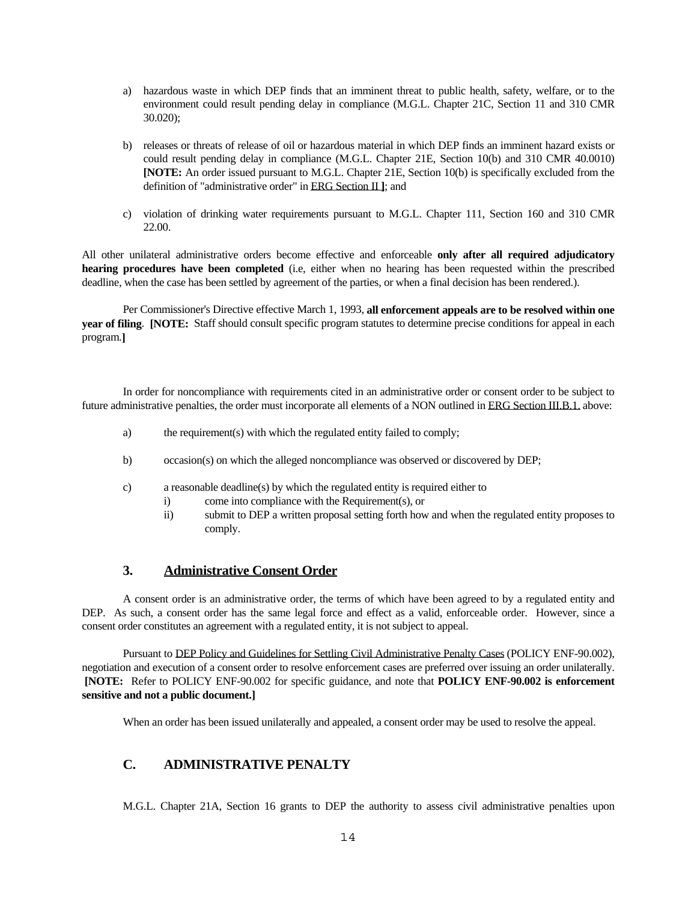a) hazardous waste in which DEP finds that an imminent threat to public health, safety, welfare, or to the environment could result pending delay in compliance (M.G.L. Chapter 21C, Section 11 and 310 CMR 30.020);

b) releases or threats of release of oil or hazardous material in which DEP finds an imminent hazard exists or could result pending delay in compliance (M.G.L. Chapter 21E, Section 10(b) and 310 CMR 40.0010) **[NOTE:** An order issued pursuant to M.G.L. Chapter 21E, Section 10(b) is specifically excluded from the definition of "administrative order" in ERG Section II **]**; and

c) violation of drinking water requirements pursuant to M.G.L. Chapter 111, Section 160 and 310 CMR 22.00.

All other unilateral administrative orders become effective and enforceable **only after all required adjudicatory hearing procedures have been completed** (i.e, either when no hearing has been requested within the prescribed deadline, when the case has been settled by agreement of the parties, or when a final decision has been rendered.).

Per Commissioner's Directive effective March 1, 1993, **all enforcement appeals are to be resolved within one year of filing**. **[NOTE:** Staff should consult specific program statutes to determine precise conditions for appeal in each program.**]**

In order for noncompliance with requirements cited in an administrative order or consent order to be subject to future administrative penalties, the order must incorporate all elements of a NON outlined in ERG Section III.B.1. above:

a) the requirement(s) with which the regulated entity failed to comply;

b) occasion(s) on which the alleged noncompliance was observed or discovered by DEP;

c) a reasonable deadline(s) by which the regulated entity is required either to
   i) come into compliance with the Requirement(s), or
   ii) submit to DEP a written proposal setting forth how and when the regulated entity proposes to comply.

### 3. Administrative Consent Order

A consent order is an administrative order, the terms of which have been agreed to by a regulated entity and DEP. As such, a consent order has the same legal force and effect as a valid, enforceable order. However, since a consent order constitutes an agreement with a regulated entity, it is not subject to appeal.

Pursuant to DEP Policy and Guidelines for Settling Civil Administrative Penalty Cases (POLICY ENF-90.002), negotiation and execution of a consent order to resolve enforcement cases are preferred over issuing an order unilaterally. **[NOTE:** Refer to POLICY ENF-90.002 for specific guidance, and note that **POLICY ENF-90.002 is enforcement sensitive and not a public document.]**

When an order has been issued unilaterally and appealed, a consent order may be used to resolve the appeal.

## C. ADMINISTRATIVE PENALTY

M.G.L. Chapter 21A, Section 16 grants to DEP the authority to assess civil administrative penalties upon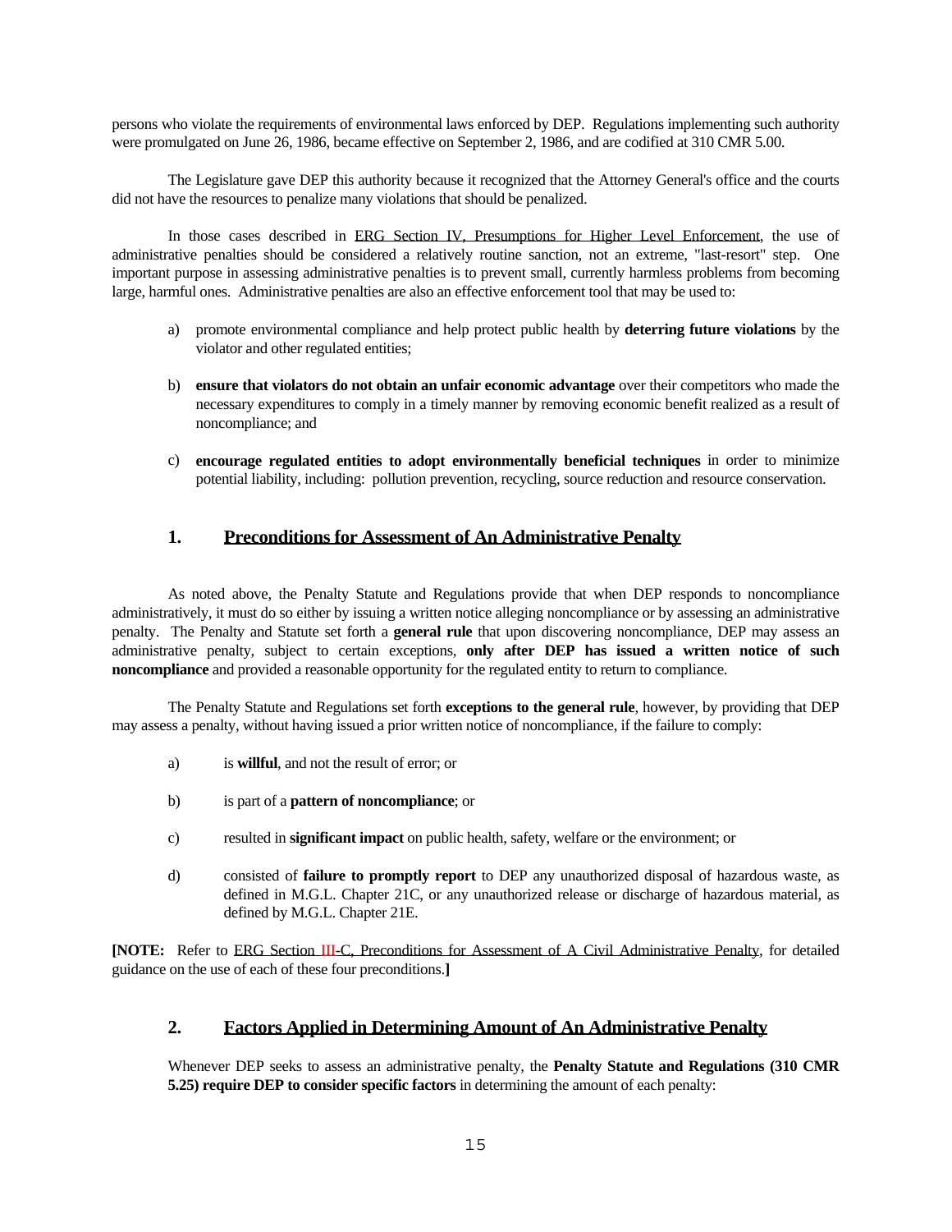persons who violate the requirements of environmental laws enforced by DEP. Regulations implementing such authority were promulgated on June 26, 1986, became effective on September 2, 1986, and are codified at 310 CMR 5.00.

The Legislature gave DEP this authority because it recognized that the Attorney General's office and the courts did not have the resources to penalize many violations that should be penalized.

In those cases described in ERG Section IV, Presumptions for Higher Level Enforcement, the use of administrative penalties should be considered a relatively routine sanction, not an extreme, "last-resort" step. One important purpose in assessing administrative penalties is to prevent small, currently harmless problems from becoming large, harmful ones. Administrative penalties are also an effective enforcement tool that may be used to:

a) promote environmental compliance and help protect public health by **deterring future violations** by the violator and other regulated entities;

b) **ensure that violators do not obtain an unfair economic advantage** over their competitors who made the necessary expenditures to comply in a timely manner by removing economic benefit realized as a result of noncompliance; and

c) **encourage regulated entities to adopt environmentally beneficial techniques** in order to minimize potential liability, including: pollution prevention, recycling, source reduction and resource conservation.

## 1. Preconditions for Assessment of An Administrative Penalty

As noted above, the Penalty Statute and Regulations provide that when DEP responds to noncompliance administratively, it must do so either by issuing a written notice alleging noncompliance or by assessing an administrative penalty. The Penalty and Statute set forth a **general rule** that upon discovering noncompliance, DEP may assess an administrative penalty, subject to certain exceptions, **only after DEP has issued a written notice of such noncompliance** and provided a reasonable opportunity for the regulated entity to return to compliance.

The Penalty Statute and Regulations set forth **exceptions to the general rule**, however, by providing that DEP may assess a penalty, without having issued a prior written notice of noncompliance, if the failure to comply:

a) is **willful**, and not the result of error; or

b) is part of a **pattern of noncompliance**; or

c) resulted in **significant impact** on public health, safety, welfare or the environment; or

d) consisted of **failure to promptly report** to DEP any unauthorized disposal of hazardous waste, as defined in M.G.L. Chapter 21C, or any unauthorized release or discharge of hazardous material, as defined by M.G.L. Chapter 21E.

**[NOTE:** Refer to ERG Section III-C, Preconditions for Assessment of A Civil Administrative Penalty, for detailed guidance on the use of each of these four preconditions.**]**

## 2. Factors Applied in Determining Amount of An Administrative Penalty

Whenever DEP seeks to assess an administrative penalty, the **Penalty Statute and Regulations (310 CMR 5.25) require DEP to consider specific factors** in determining the amount of each penalty: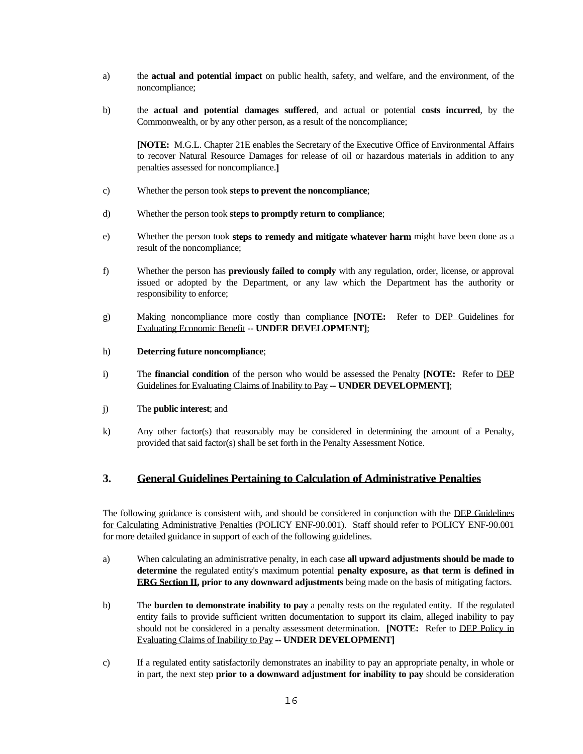a) the **actual and potential impact** on public health, safety, and welfare, and the environment, of the noncompliance;

b) the **actual and potential damages suffered**, and actual or potential **costs incurred**, by the Commonwealth, or by any other person, as a result of the noncompliance;

   **[NOTE:** M.G.L. Chapter 21E enables the Secretary of the Executive Office of Environmental Affairs to recover Natural Resource Damages for release of oil or hazardous materials in addition to any penalties assessed for noncompliance.**]**

c) Whether the person took **steps to prevent the noncompliance**;

d) Whether the person took **steps to promptly return to compliance**;

e) Whether the person took **steps to remedy and mitigate whatever harm** might have been done as a result of the noncompliance;

f) Whether the person has **previously failed to comply** with any regulation, order, license, or approval issued or adopted by the Department, or any law which the Department has the authority or responsibility to enforce;

g) Making noncompliance more costly than compliance **[NOTE:** Refer to <u>DEP Guidelines for Evaluating Economic Benefit</u> **-- UNDER DEVELOPMENT]**;

h) **Deterring future noncompliance**;

i) The **financial condition** of the person who would be assessed the Penalty **[NOTE:** Refer to <u>DEP Guidelines for Evaluating Claims of Inability to Pay</u> **-- UNDER DEVELOPMENT]**;

j) The **public interest**; and

k) Any other factor(s) that reasonably may be considered in determining the amount of a Penalty, provided that said factor(s) shall be set forth in the Penalty Assessment Notice.

## 3. <u>General Guidelines Pertaining to Calculation of Administrative Penalties</u>

The following guidance is consistent with, and should be considered in conjunction with the <u>DEP Guidelines for Calculating Administrative Penalties</u> (POLICY ENF-90.001). Staff should refer to POLICY ENF-90.001 for more detailed guidance in support of each of the following guidelines.

a) When calculating an administrative penalty, in each case **all upward adjustments should be made to determine** the regulated entity's maximum potential **penalty exposure, as that term is defined in <u>ERG Section II</u>, prior to any downward adjustments** being made on the basis of mitigating factors.

b) The **burden to demonstrate inability to pay** a penalty rests on the regulated entity. If the regulated entity fails to provide sufficient written documentation to support its claim, alleged inability to pay should not be considered in a penalty assessment determination. **[NOTE:** Refer to <u>DEP Policy in Evaluating Claims of Inability to Pay</u> **-- UNDER DEVELOPMENT]**

c) If a regulated entity satisfactorily demonstrates an inability to pay an appropriate penalty, in whole or in part, the next step **prior to a downward adjustment for inability to pay** should be consideration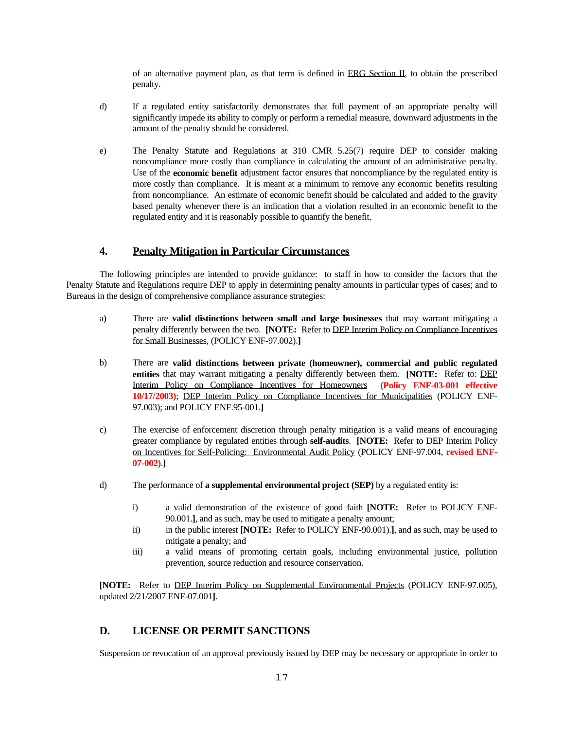of an alternative payment plan, as that term is defined in ERG Section II, to obtain the prescribed penalty.

d) If a regulated entity satisfactorily demonstrates that full payment of an appropriate penalty will significantly impede its ability to comply or perform a remedial measure, downward adjustments in the amount of the penalty should be considered.

e) The Penalty Statute and Regulations at 310 CMR 5.25(7) require DEP to consider making noncompliance more costly than compliance in calculating the amount of an administrative penalty. Use of the **economic benefit** adjustment factor ensures that noncompliance by the regulated entity is more costly than compliance. It is meant at a minimum to remove any economic benefits resulting from noncompliance. An estimate of economic benefit should be calculated and added to the gravity based penalty whenever there is an indication that a violation resulted in an economic benefit to the regulated entity and it is reasonably possible to quantify the benefit.

### 4. Penalty Mitigation in Particular Circumstances

The following principles are intended to provide guidance: to staff in how to consider the factors that the Penalty Statute and Regulations require DEP to apply in determining penalty amounts in particular types of cases; and to Bureaus in the design of comprehensive compliance assurance strategies:

a) There are **valid distinctions between small and large businesses** that may warrant mitigating a penalty differently between the two. **[NOTE:** Refer to DEP Interim Policy on Compliance Incentives for Small Businesses, (POLICY ENF-97.002).**]**

b) There are **valid distinctions between private (homeowner), commercial and public regulated entities** that may warrant mitigating a penalty differently between them. **[NOTE:** Refer to: DEP Interim Policy on Compliance Incentives for Homeowners **(Policy ENF-03-001 effective 10/17/2003)**; DEP Interim Policy on Compliance Incentives for Municipalities (POLICY ENF-97.003); and POLICY ENF.95-001.**]**

c) The exercise of enforcement discretion through penalty mitigation is a valid means of encouraging greater compliance by regulated entities through **self-audits**. **[NOTE:** Refer to DEP Interim Policy on Incentives for Self-Policing: Environmental Audit Policy (POLICY ENF-97.004, **revised ENF-07-002**).**]**

d) The performance of **a supplemental environmental project (SEP)** by a regulated entity is:

   i) a valid demonstration of the existence of good faith **[NOTE:** Refer to POLICY ENF-90.001.**]**, and as such, may be used to mitigate a penalty amount;
   
   ii) in the public interest **[NOTE:** Refer to POLICY ENF-90.001).**]**, and as such, may be used to mitigate a penalty; and
   
   iii) a valid means of promoting certain goals, including environmental justice, pollution prevention, source reduction and resource conservation.

**[NOTE:** Refer to DEP Interim Policy on Supplemental Environmental Projects (POLICY ENF-97.005), updated 2/21/2007 ENF-07.001**]**.

## D. LICENSE OR PERMIT SANCTIONS

Suspension or revocation of an approval previously issued by DEP may be necessary or appropriate in order to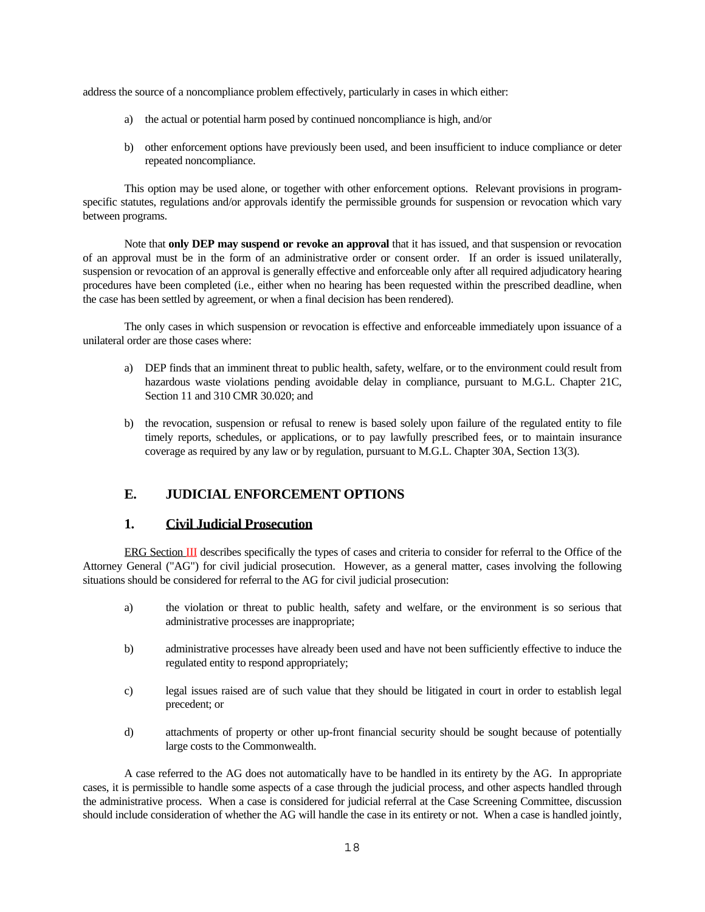address the source of a noncompliance problem effectively, particularly in cases in which either:

a) the actual or potential harm posed by continued noncompliance is high, and/or

b) other enforcement options have previously been used, and been insufficient to induce compliance or deter repeated noncompliance.

This option may be used alone, or together with other enforcement options. Relevant provisions in program-specific statutes, regulations and/or approvals identify the permissible grounds for suspension or revocation which vary between programs.

Note that **only DEP may suspend or revoke an approval** that it has issued, and that suspension or revocation of an approval must be in the form of an administrative order or consent order. If an order is issued unilaterally, suspension or revocation of an approval is generally effective and enforceable only after all required adjudicatory hearing procedures have been completed (i.e., either when no hearing has been requested within the prescribed deadline, when the case has been settled by agreement, or when a final decision has been rendered).

The only cases in which suspension or revocation is effective and enforceable immediately upon issuance of a unilateral order are those cases where:

a) DEP finds that an imminent threat to public health, safety, welfare, or to the environment could result from hazardous waste violations pending avoidable delay in compliance, pursuant to M.G.L. Chapter 21C, Section 11 and 310 CMR 30.020; and

b) the revocation, suspension or refusal to renew is based solely upon failure of the regulated entity to file timely reports, schedules, or applications, or to pay lawfully prescribed fees, or to maintain insurance coverage as required by any law or by regulation, pursuant to M.G.L. Chapter 30A, Section 13(3).

## E. JUDICIAL ENFORCEMENT OPTIONS

### 1. Civil Judicial Prosecution

ERG Section III describes specifically the types of cases and criteria to consider for referral to the Office of the Attorney General ("AG") for civil judicial prosecution. However, as a general matter, cases involving the following situations should be considered for referral to the AG for civil judicial prosecution:

a) the violation or threat to public health, safety and welfare, or the environment is so serious that administrative processes are inappropriate;

b) administrative processes have already been used and have not been sufficiently effective to induce the regulated entity to respond appropriately;

c) legal issues raised are of such value that they should be litigated in court in order to establish legal precedent; or

d) attachments of property or other up-front financial security should be sought because of potentially large costs to the Commonwealth.

A case referred to the AG does not automatically have to be handled in its entirety by the AG. In appropriate cases, it is permissible to handle some aspects of a case through the judicial process, and other aspects handled through the administrative process. When a case is considered for judicial referral at the Case Screening Committee, discussion should include consideration of whether the AG will handle the case in its entirety or not. When a case is handled jointly,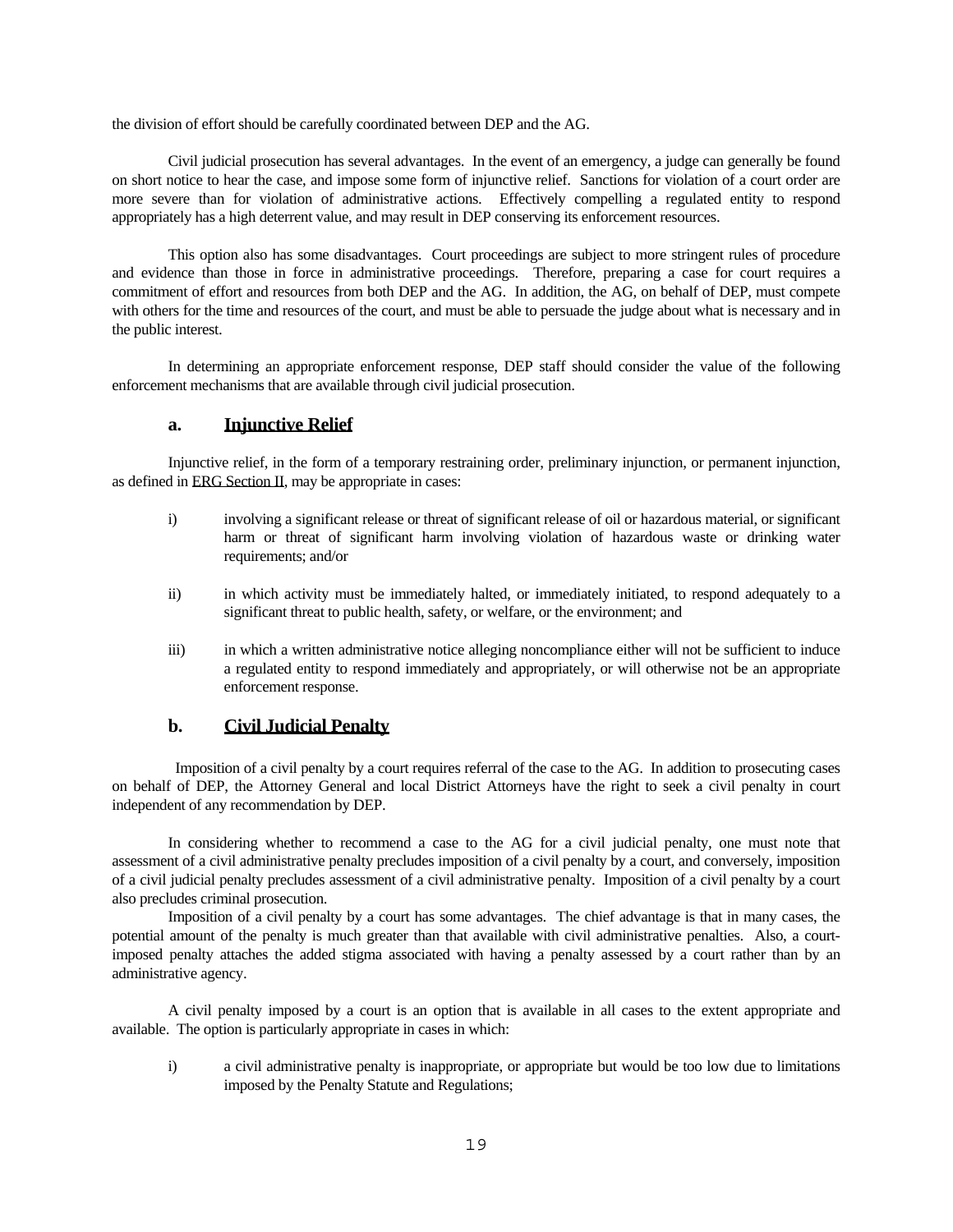the division of effort should be carefully coordinated between DEP and the AG.

Civil judicial prosecution has several advantages. In the event of an emergency, a judge can generally be found on short notice to hear the case, and impose some form of injunctive relief. Sanctions for violation of a court order are more severe than for violation of administrative actions. Effectively compelling a regulated entity to respond appropriately has a high deterrent value, and may result in DEP conserving its enforcement resources.

This option also has some disadvantages. Court proceedings are subject to more stringent rules of procedure and evidence than those in force in administrative proceedings. Therefore, preparing a case for court requires a commitment of effort and resources from both DEP and the AG. In addition, the AG, on behalf of DEP, must compete with others for the time and resources of the court, and must be able to persuade the judge about what is necessary and in the public interest.

In determining an appropriate enforcement response, DEP staff should consider the value of the following enforcement mechanisms that are available through civil judicial prosecution.

### a. Injunctive Relief

Injunctive relief, in the form of a temporary restraining order, preliminary injunction, or permanent injunction, as defined in ERG Section II, may be appropriate in cases:

i) involving a significant release or threat of significant release of oil or hazardous material, or significant harm or threat of significant harm involving violation of hazardous waste or drinking water requirements; and/or

ii) in which activity must be immediately halted, or immediately initiated, to respond adequately to a significant threat to public health, safety, or welfare, or the environment; and

iii) in which a written administrative notice alleging noncompliance either will not be sufficient to induce a regulated entity to respond immediately and appropriately, or will otherwise not be an appropriate enforcement response.

### b. Civil Judicial Penalty

Imposition of a civil penalty by a court requires referral of the case to the AG. In addition to prosecuting cases on behalf of DEP, the Attorney General and local District Attorneys have the right to seek a civil penalty in court independent of any recommendation by DEP.

In considering whether to recommend a case to the AG for a civil judicial penalty, one must note that assessment of a civil administrative penalty precludes imposition of a civil penalty by a court, and conversely, imposition of a civil judicial penalty precludes assessment of a civil administrative penalty. Imposition of a civil penalty by a court also precludes criminal prosecution.

Imposition of a civil penalty by a court has some advantages. The chief advantage is that in many cases, the potential amount of the penalty is much greater than that available with civil administrative penalties. Also, a court-imposed penalty attaches the added stigma associated with having a penalty assessed by a court rather than by an administrative agency.

A civil penalty imposed by a court is an option that is available in all cases to the extent appropriate and available. The option is particularly appropriate in cases in which:

i) a civil administrative penalty is inappropriate, or appropriate but would be too low due to limitations imposed by the Penalty Statute and Regulations;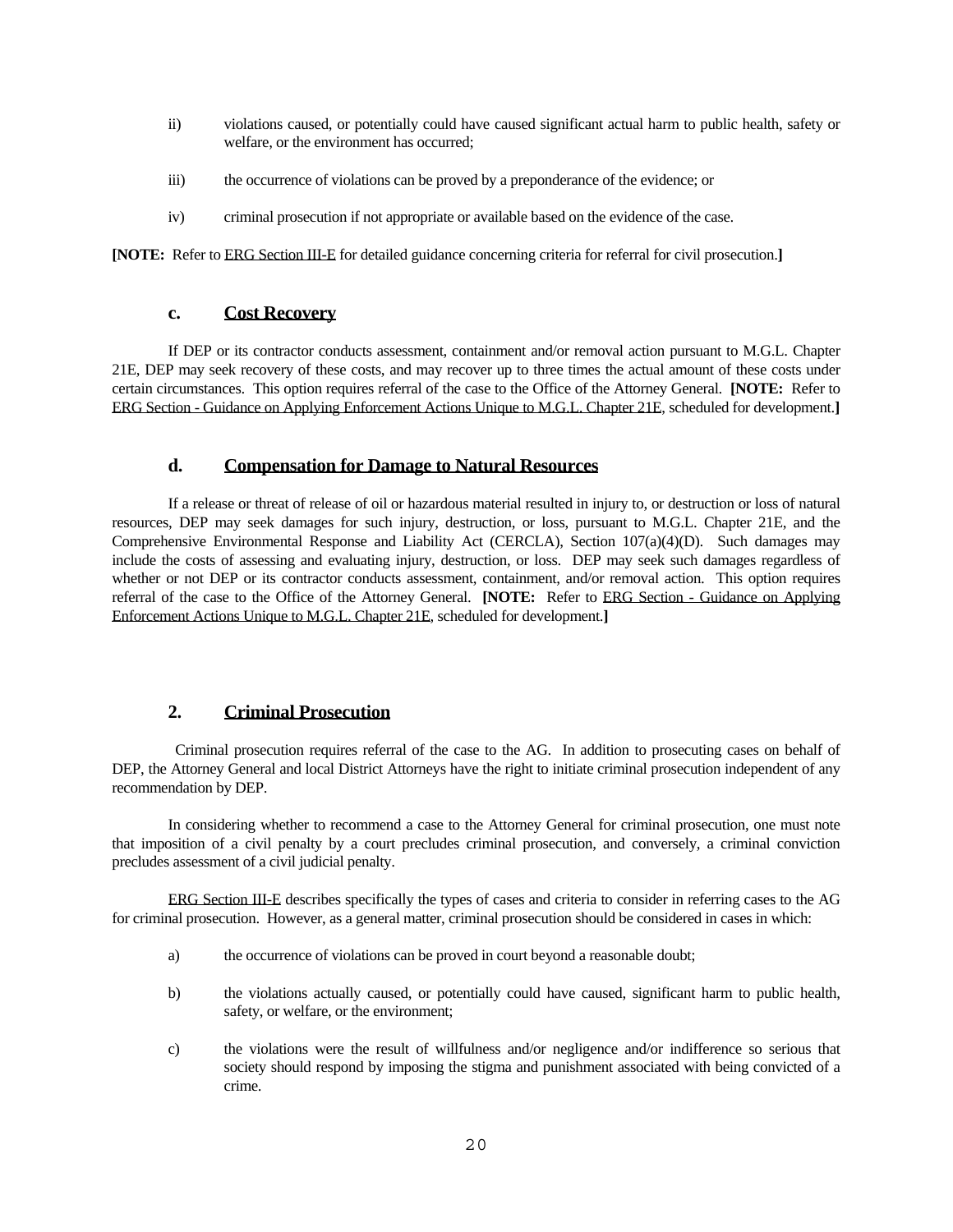ii) violations caused, or potentially could have caused significant actual harm to public health, safety or welfare, or the environment has occurred;

iii) the occurrence of violations can be proved by a preponderance of the evidence; or

iv) criminal prosecution if not appropriate or available based on the evidence of the case.

**[NOTE:** Refer to ERG Section III-E for detailed guidance concerning criteria for referral for civil prosecution.**]**

#### c. Cost Recovery

If DEP or its contractor conducts assessment, containment and/or removal action pursuant to M.G.L. Chapter 21E, DEP may seek recovery of these costs, and may recover up to three times the actual amount of these costs under certain circumstances. This option requires referral of the case to the Office of the Attorney General. **[NOTE:** Refer to ERG Section - Guidance on Applying Enforcement Actions Unique to M.G.L. Chapter 21E, scheduled for development.**]**

#### d. Compensation for Damage to Natural Resources

If a release or threat of release of oil or hazardous material resulted in injury to, or destruction or loss of natural resources, DEP may seek damages for such injury, destruction, or loss, pursuant to M.G.L. Chapter 21E, and the Comprehensive Environmental Response and Liability Act (CERCLA), Section 107(a)(4)(D). Such damages may include the costs of assessing and evaluating injury, destruction, or loss. DEP may seek such damages regardless of whether or not DEP or its contractor conducts assessment, containment, and/or removal action. This option requires referral of the case to the Office of the Attorney General. **[NOTE:** Refer to ERG Section - Guidance on Applying Enforcement Actions Unique to M.G.L. Chapter 21E, scheduled for development.**]**

### 2. Criminal Prosecution

Criminal prosecution requires referral of the case to the AG. In addition to prosecuting cases on behalf of DEP, the Attorney General and local District Attorneys have the right to initiate criminal prosecution independent of any recommendation by DEP.

In considering whether to recommend a case to the Attorney General for criminal prosecution, one must note that imposition of a civil penalty by a court precludes criminal prosecution, and conversely, a criminal conviction precludes assessment of a civil judicial penalty.

ERG Section III-E describes specifically the types of cases and criteria to consider in referring cases to the AG for criminal prosecution. However, as a general matter, criminal prosecution should be considered in cases in which:

a) the occurrence of violations can be proved in court beyond a reasonable doubt;

b) the violations actually caused, or potentially could have caused, significant harm to public health, safety, or welfare, or the environment;

c) the violations were the result of willfulness and/or negligence and/or indifference so serious that society should respond by imposing the stigma and punishment associated with being convicted of a crime.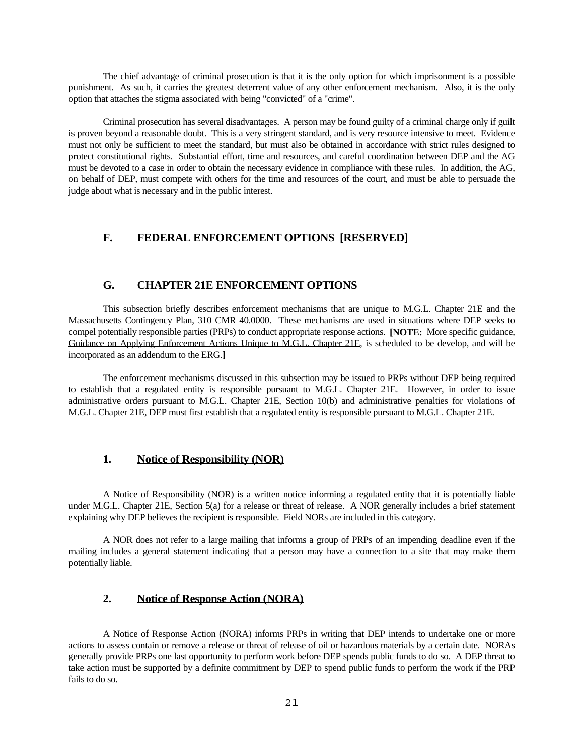The chief advantage of criminal prosecution is that it is the only option for which imprisonment is a possible punishment. As such, it carries the greatest deterrent value of any other enforcement mechanism. Also, it is the only option that attaches the stigma associated with being "convicted" of a "crime".

Criminal prosecution has several disadvantages. A person may be found guilty of a criminal charge only if guilt is proven beyond a reasonable doubt. This is a very stringent standard, and is very resource intensive to meet. Evidence must not only be sufficient to meet the standard, but must also be obtained in accordance with strict rules designed to protect constitutional rights. Substantial effort, time and resources, and careful coordination between DEP and the AG must be devoted to a case in order to obtain the necessary evidence in compliance with these rules. In addition, the AG, on behalf of DEP, must compete with others for the time and resources of the court, and must be able to persuade the judge about what is necessary and in the public interest.

## F. FEDERAL ENFORCEMENT OPTIONS [RESERVED]

## G. CHAPTER 21E ENFORCEMENT OPTIONS

This subsection briefly describes enforcement mechanisms that are unique to M.G.L. Chapter 21E and the Massachusetts Contingency Plan, 310 CMR 40.0000. These mechanisms are used in situations where DEP seeks to compel potentially responsible parties (PRPs) to conduct appropriate response actions. **[NOTE:** More specific guidance, Guidance on Applying Enforcement Actions Unique to M.G.L. Chapter 21E, is scheduled to be develop, and will be incorporated as an addendum to the ERG.**]**

The enforcement mechanisms discussed in this subsection may be issued to PRPs without DEP being required to establish that a regulated entity is responsible pursuant to M.G.L. Chapter 21E. However, in order to issue administrative orders pursuant to M.G.L. Chapter 21E, Section 10(b) and administrative penalties for violations of M.G.L. Chapter 21E, DEP must first establish that a regulated entity is responsible pursuant to M.G.L. Chapter 21E.

### 1. Notice of Responsibility (NOR)

A Notice of Responsibility (NOR) is a written notice informing a regulated entity that it is potentially liable under M.G.L. Chapter 21E, Section 5(a) for a release or threat of release. A NOR generally includes a brief statement explaining why DEP believes the recipient is responsible. Field NORs are included in this category.

A NOR does not refer to a large mailing that informs a group of PRPs of an impending deadline even if the mailing includes a general statement indicating that a person may have a connection to a site that may make them potentially liable.

### 2. Notice of Response Action (NORA)

A Notice of Response Action (NORA) informs PRPs in writing that DEP intends to undertake one or more actions to assess contain or remove a release or threat of release of oil or hazardous materials by a certain date. NORAs generally provide PRPs one last opportunity to perform work before DEP spends public funds to do so. A DEP threat to take action must be supported by a definite commitment by DEP to spend public funds to perform the work if the PRP fails to do so.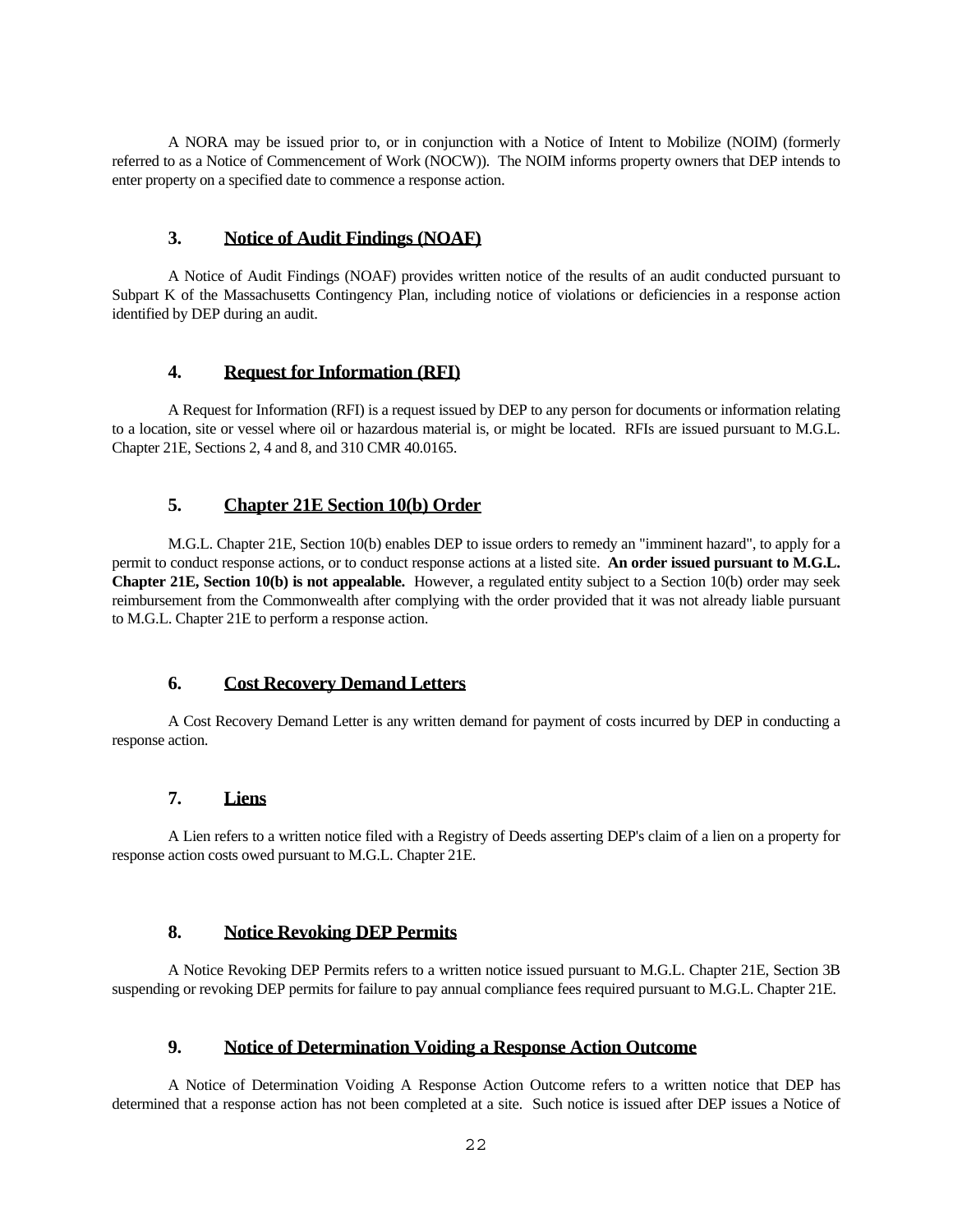A NORA may be issued prior to, or in conjunction with a Notice of Intent to Mobilize (NOIM) (formerly referred to as a Notice of Commencement of Work (NOCW)). The NOIM informs property owners that DEP intends to enter property on a specified date to commence a response action.

### 3. Notice of Audit Findings (NOAF)

A Notice of Audit Findings (NOAF) provides written notice of the results of an audit conducted pursuant to Subpart K of the Massachusetts Contingency Plan, including notice of violations or deficiencies in a response action identified by DEP during an audit.

### 4. Request for Information (RFI)

A Request for Information (RFI) is a request issued by DEP to any person for documents or information relating to a location, site or vessel where oil or hazardous material is, or might be located. RFIs are issued pursuant to M.G.L. Chapter 21E, Sections 2, 4 and 8, and 310 CMR 40.0165.

### 5. Chapter 21E Section 10(b) Order

M.G.L. Chapter 21E, Section 10(b) enables DEP to issue orders to remedy an "imminent hazard", to apply for a permit to conduct response actions, or to conduct response actions at a listed site. **An order issued pursuant to M.G.L. Chapter 21E, Section 10(b) is not appealable.** However, a regulated entity subject to a Section 10(b) order may seek reimbursement from the Commonwealth after complying with the order provided that it was not already liable pursuant to M.G.L. Chapter 21E to perform a response action.

### 6. Cost Recovery Demand Letters

A Cost Recovery Demand Letter is any written demand for payment of costs incurred by DEP in conducting a response action.

### 7. Liens

A Lien refers to a written notice filed with a Registry of Deeds asserting DEP's claim of a lien on a property for response action costs owed pursuant to M.G.L. Chapter 21E.

### 8. Notice Revoking DEP Permits

A Notice Revoking DEP Permits refers to a written notice issued pursuant to M.G.L. Chapter 21E, Section 3B suspending or revoking DEP permits for failure to pay annual compliance fees required pursuant to M.G.L. Chapter 21E.

### 9. Notice of Determination Voiding a Response Action Outcome

A Notice of Determination Voiding A Response Action Outcome refers to a written notice that DEP has determined that a response action has not been completed at a site. Such notice is issued after DEP issues a Notice of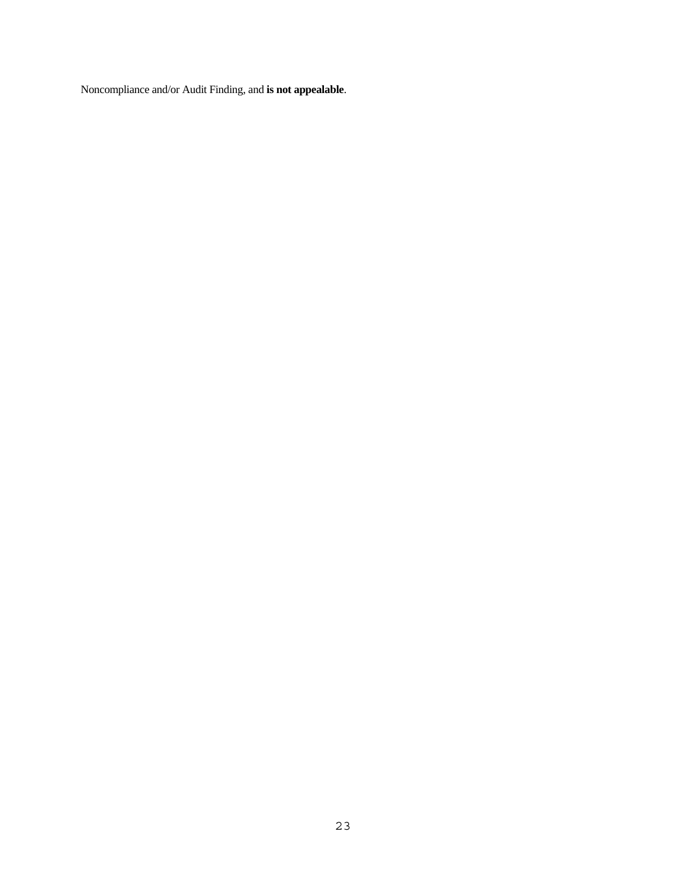Noncompliance and/or Audit Finding, and **is not appealable**.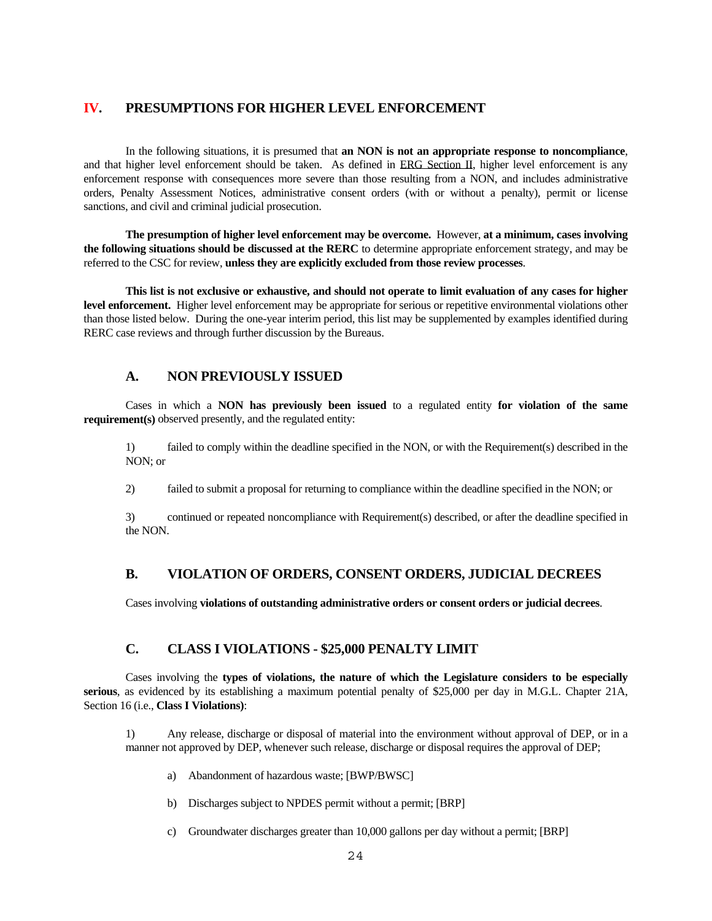## IV. PRESUMPTIONS FOR HIGHER LEVEL ENFORCEMENT

In the following situations, it is presumed that **an NON is not an appropriate response to noncompliance**, and that higher level enforcement should be taken. As defined in ERG Section II, higher level enforcement is any enforcement response with consequences more severe than those resulting from a NON, and includes administrative orders, Penalty Assessment Notices, administrative consent orders (with or without a penalty), permit or license sanctions, and civil and criminal judicial prosecution.

**The presumption of higher level enforcement may be overcome.** However, **at a minimum, cases involving the following situations should be discussed at the RERC** to determine appropriate enforcement strategy, and may be referred to the CSC for review, **unless they are explicitly excluded from those review processes**.

**This list is not exclusive or exhaustive, and should not operate to limit evaluation of any cases for higher level enforcement.** Higher level enforcement may be appropriate for serious or repetitive environmental violations other than those listed below. During the one-year interim period, this list may be supplemented by examples identified during RERC case reviews and through further discussion by the Bureaus.

### A. NON PREVIOUSLY ISSUED

Cases in which a **NON has previously been issued** to a regulated entity **for violation of the same requirement(s)** observed presently, and the regulated entity:

1) failed to comply within the deadline specified in the NON, or with the Requirement(s) described in the NON; or

2) failed to submit a proposal for returning to compliance within the deadline specified in the NON; or

3) continued or repeated noncompliance with Requirement(s) described, or after the deadline specified in the NON.

### B. VIOLATION OF ORDERS, CONSENT ORDERS, JUDICIAL DECREES

Cases involving **violations of outstanding administrative orders or consent orders or judicial decrees**.

### C. CLASS I VIOLATIONS - $25,000 PENALTY LIMIT

Cases involving the **types of violations, the nature of which the Legislature considers to be especially serious**, as evidenced by its establishing a maximum potential penalty of $25,000 per day in M.G.L. Chapter 21A, Section 16 (i.e., **Class I Violations)**:

1) Any release, discharge or disposal of material into the environment without approval of DEP, or in a manner not approved by DEP, whenever such release, discharge or disposal requires the approval of DEP;

a) Abandonment of hazardous waste; [BWP/BWSC]

b) Discharges subject to NPDES permit without a permit; [BRP]

c) Groundwater discharges greater than 10,000 gallons per day without a permit; [BRP]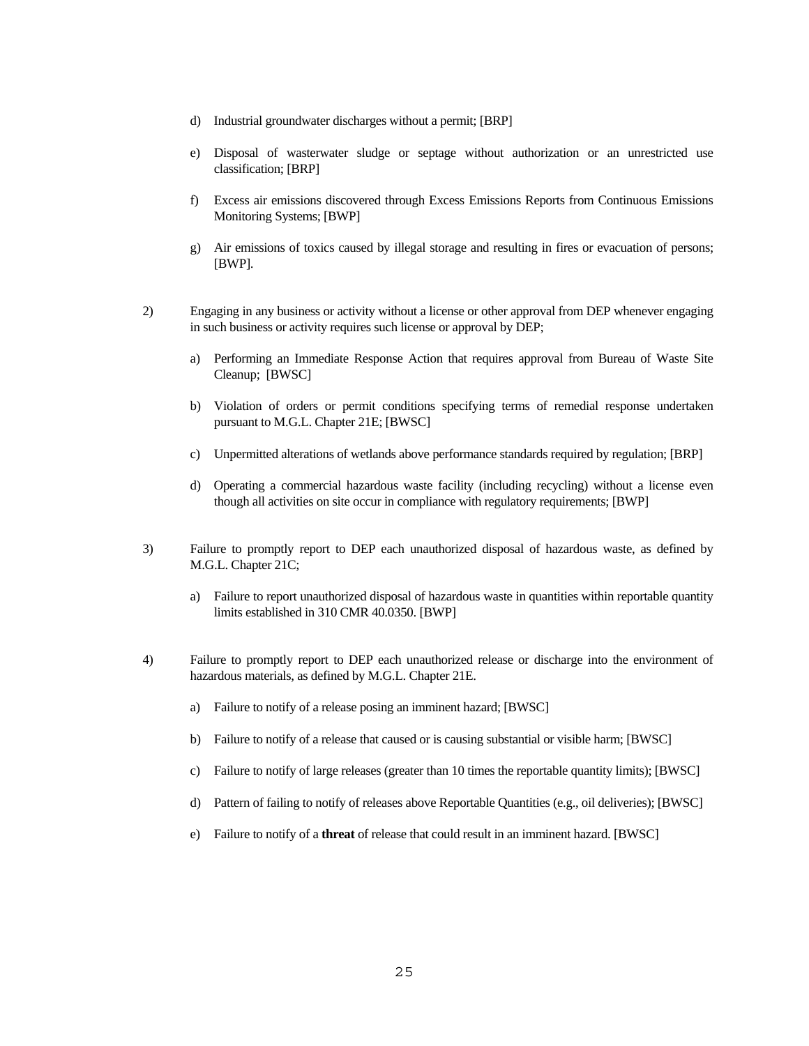d) Industrial groundwater discharges without a permit; [BRP]

e) Disposal of wasterwater sludge or septage without authorization or an unrestricted use classification; [BRP]

f) Excess air emissions discovered through Excess Emissions Reports from Continuous Emissions Monitoring Systems; [BWP]

g) Air emissions of toxics caused by illegal storage and resulting in fires or evacuation of persons; [BWP].

2) Engaging in any business or activity without a license or other approval from DEP whenever engaging in such business or activity requires such license or approval by DEP;

   a) Performing an Immediate Response Action that requires approval from Bureau of Waste Site Cleanup; [BWSC]

   b) Violation of orders or permit conditions specifying terms of remedial response undertaken pursuant to M.G.L. Chapter 21E; [BWSC]

   c) Unpermitted alterations of wetlands above performance standards required by regulation; [BRP]

   d) Operating a commercial hazardous waste facility (including recycling) without a license even though all activities on site occur in compliance with regulatory requirements; [BWP]

3) Failure to promptly report to DEP each unauthorized disposal of hazardous waste, as defined by M.G.L. Chapter 21C;

   a) Failure to report unauthorized disposal of hazardous waste in quantities within reportable quantity limits established in 310 CMR 40.0350. [BWP]

4) Failure to promptly report to DEP each unauthorized release or discharge into the environment of hazardous materials, as defined by M.G.L. Chapter 21E.

   a) Failure to notify of a release posing an imminent hazard; [BWSC]

   b) Failure to notify of a release that caused or is causing substantial or visible harm; [BWSC]

   c) Failure to notify of large releases (greater than 10 times the reportable quantity limits); [BWSC]

   d) Pattern of failing to notify of releases above Reportable Quantities (e.g., oil deliveries); [BWSC]

   e) Failure to notify of a **threat** of release that could result in an imminent hazard. [BWSC]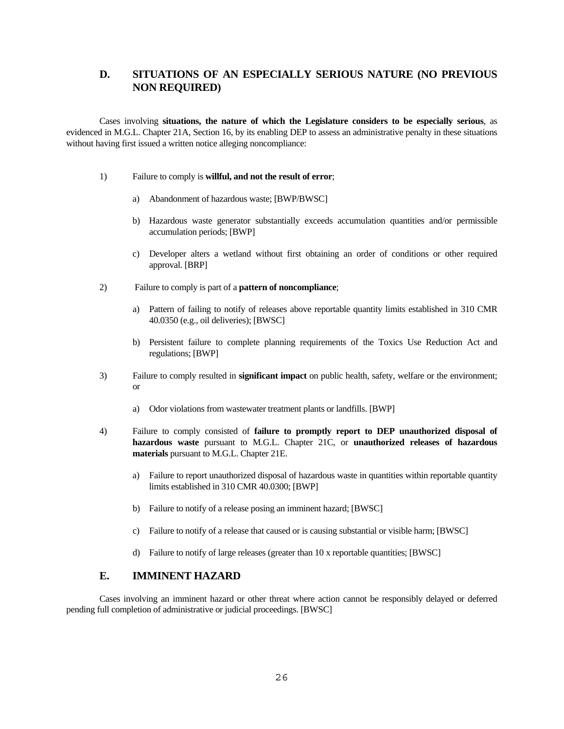## D. SITUATIONS OF AN ESPECIALLY SERIOUS NATURE (NO PREVIOUS NON REQUIRED)

Cases involving **situations, the nature of which the Legislature considers to be especially serious**, as evidenced in M.G.L. Chapter 21A, Section 16, by its enabling DEP to assess an administrative penalty in these situations without having first issued a written notice alleging noncompliance:

1) Failure to comply is **willful, and not the result of error**;

   a) Abandonment of hazardous waste; [BWP/BWSC]

   b) Hazardous waste generator substantially exceeds accumulation quantities and/or permissible accumulation periods; [BWP]

   c) Developer alters a wetland without first obtaining an order of conditions or other required approval. [BRP]

2) Failure to comply is part of a **pattern of noncompliance**;

   a) Pattern of failing to notify of releases above reportable quantity limits established in 310 CMR 40.0350 (e.g., oil deliveries); [BWSC]

   b) Persistent failure to complete planning requirements of the Toxics Use Reduction Act and regulations; [BWP]

3) Failure to comply resulted in **significant impact** on public health, safety, welfare or the environment; or

   a) Odor violations from wastewater treatment plants or landfills. [BWP]

4) Failure to comply consisted of **failure to promptly report to DEP unauthorized disposal of hazardous waste** pursuant to M.G.L. Chapter 21C, or **unauthorized releases of hazardous materials** pursuant to M.G.L. Chapter 21E.

   a) Failure to report unauthorized disposal of hazardous waste in quantities within reportable quantity limits established in 310 CMR 40.0300; [BWP]

   b) Failure to notify of a release posing an imminent hazard; [BWSC]

   c) Failure to notify of a release that caused or is causing substantial or visible harm; [BWSC]

   d) Failure to notify of large releases (greater than 10 x reportable quantities; [BWSC]

## E. IMMINENT HAZARD

Cases involving an imminent hazard or other threat where action cannot be responsibly delayed or deferred pending full completion of administrative or judicial proceedings. [BWSC]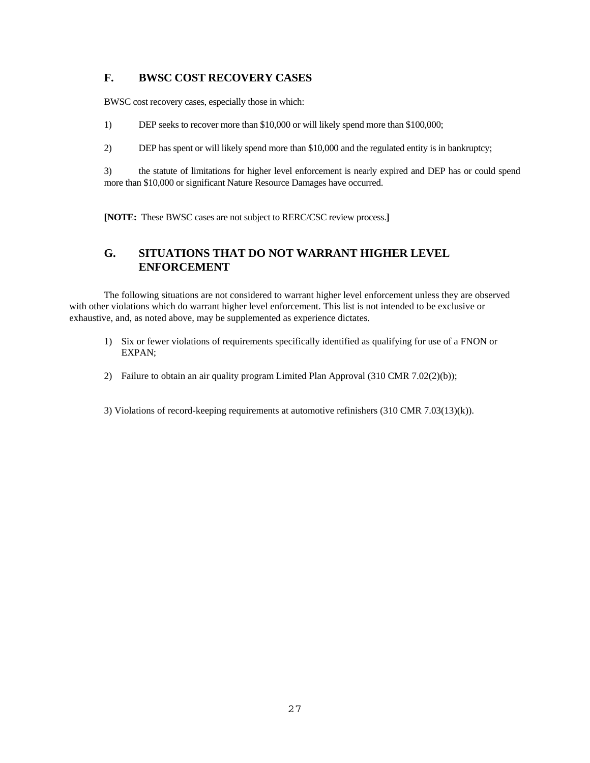## F. BWSC COST RECOVERY CASES

BWSC cost recovery cases, especially those in which:

1) DEP seeks to recover more than $10,000 or will likely spend more than $100,000;

2) DEP has spent or will likely spend more than $10,000 and the regulated entity is in bankruptcy;

3) the statute of limitations for higher level enforcement is nearly expired and DEP has or could spend more than $10,000 or significant Nature Resource Damages have occurred.

**[NOTE:** These BWSC cases are not subject to RERC/CSC review process.**]**

## G. SITUATIONS THAT DO NOT WARRANT HIGHER LEVEL ENFORCEMENT

The following situations are not considered to warrant higher level enforcement unless they are observed with other violations which do warrant higher level enforcement. This list is not intended to be exclusive or exhaustive, and, as noted above, may be supplemented as experience dictates.

1) Six or fewer violations of requirements specifically identified as qualifying for use of a FNON or EXPAN;

2) Failure to obtain an air quality program Limited Plan Approval (310 CMR 7.02(2)(b));

3) Violations of record-keeping requirements at automotive refinishers (310 CMR 7.03(13)(k)).